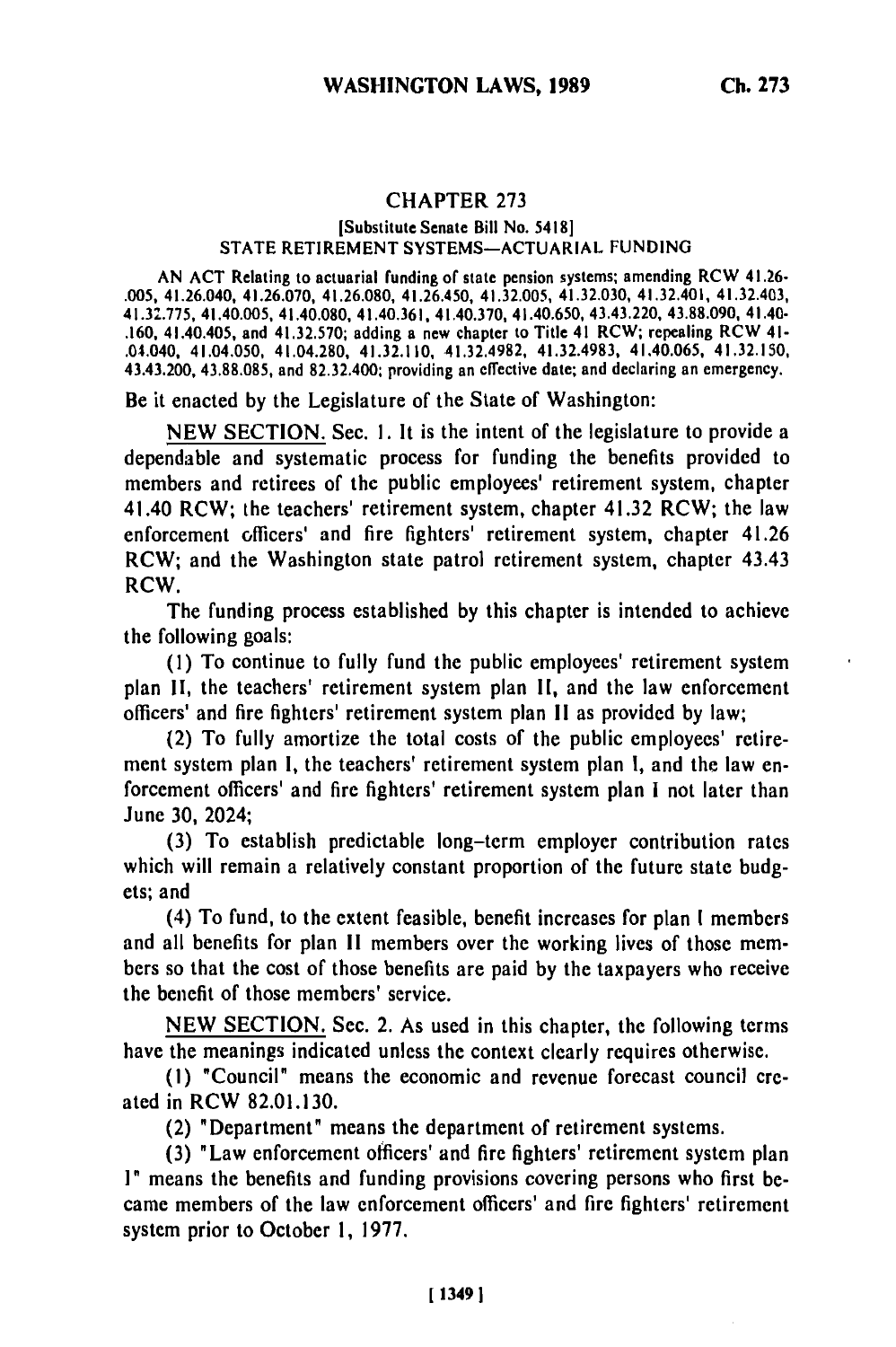## CHAPTER 273

[Substitute Senate Bill No. 5418]

STATE RETIREMENT SYSTEMS—ACTUARIAL FUNDING

AN ACT Relating to actuarial funding of state pension systems; amending RCW 41.26.005, 41.26.040, 41.26.070, 41.26.080, 41.26.450, 41.32.005, 41.32.030, 41.32.401, 41.32.403, 41.32.775, 41.40.005, 41.40.080, 41.40.361, 41.40.370, 41.40.650, 43.43.220, 43.88.090, 41.40.160, 41.40.405, and 41.32.570; adding a new chapter to Title 41 RCW; repealing RCW 41.04.040, 41.04.050, 41.04.280, 41.32.110, 41.32.4982, 41.32.4983, 41.40.065, 41.32.150, 43.43.200, 43.88.085, and 82.32.400; providing an effective date; and declaring an emergency.

Be it enacted by the Legislature of the State of Washington:

NEW SECTION. Sec. 1. It is the intent of the legislature to provide a dependable and systematic process for funding the benefits provided to members and retirees of the public employees' retirement system, chapter 41.40 RCW; the teachers' retirement system, chapter 41.32 RCW; the law enforcement officers' and fire fighters' retirement system, chapter 41.26 RCW; and the Washington state patrol retirement system, chapter 43.43 RCW.

The funding process established by this chapter is intended to achieve the following goals:

(1) To continue to fully fund the public employees' retirement system plan II, the teachers' retirement system plan II, and the law enforcement officers' and fire fighters' retirement system plan II as provided by law;

(2) To fully amortize the total costs of the public employees' retirement system plan I, the teachers' retirement system plan I, and the law enforcement officers' and fire fighters' retirement system plan I not later than June 30, 2024;

(3) To establish predictable long-term employer contribution rates which will remain a relatively constant proportion of the future state budgets; and

(4) To fund, to the extent feasible, benefit increases for plan I members and all benefits for plan II members over the working lives of those members so that the cost of those benefits are paid by the taxpayers who receive the benefit of those members' service.

NEW SECTION. Sec. 2. As used in this chapter, the following terms have the meanings indicated unless the context clearly requires otherwise.

(1) "Council" means the economic and revenue forecast council created in RCW 82.01.130.

(2) "Department" means the department of retirement systems.

(3) "Law enforcement officers' and fire fighters' retirement system plan 1" means the benefits and funding provisions covering persons who first became members of the law enforcement officers' and fire fighters' retirement system prior to October 1, 1977.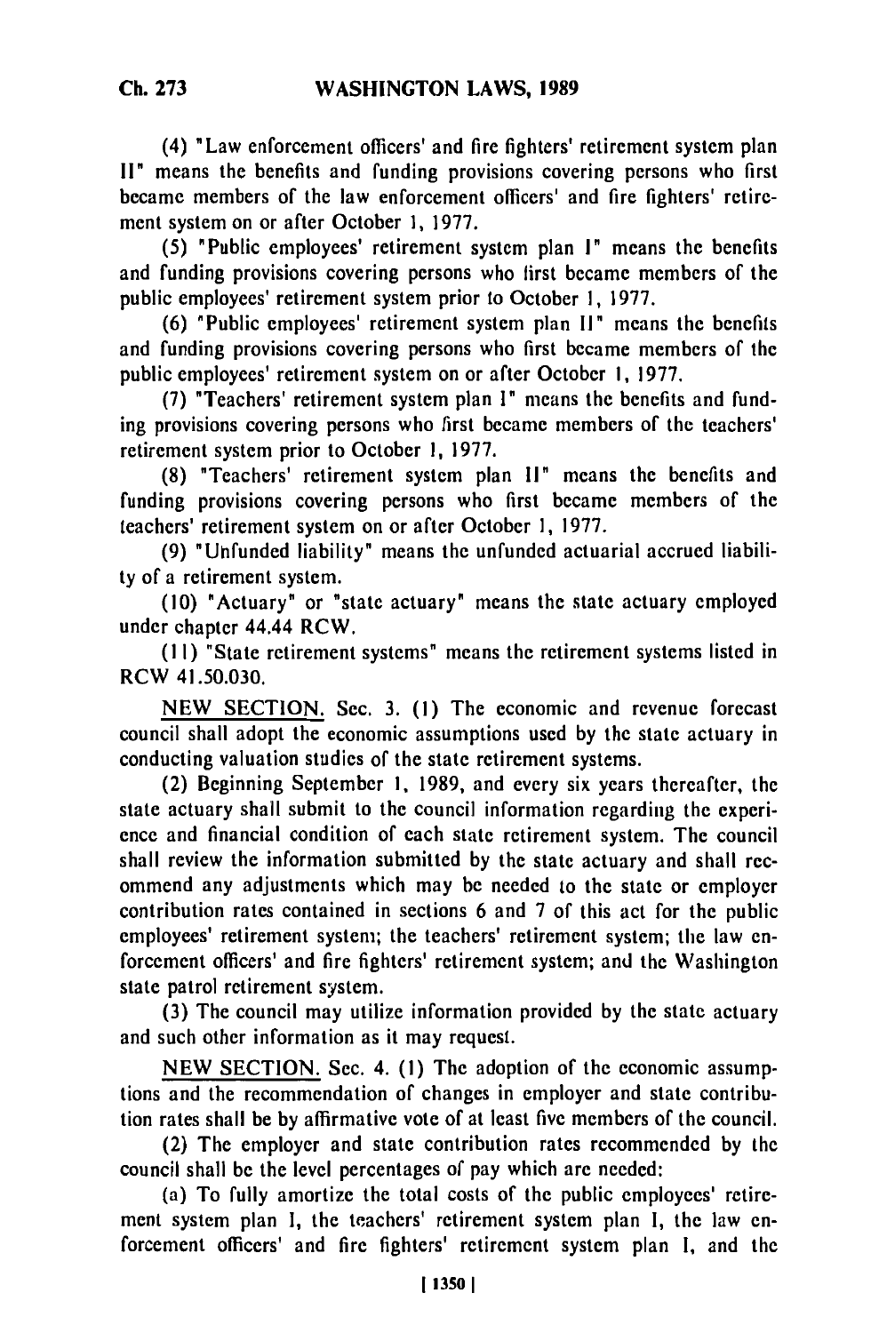(4) "Law enforcement officers' and fire fighters' retirement system plan II" means the benefits and funding provisions covering persons who first became members of the law enforcement officers' and fire fighters' retirement system on or after October 1, 1977.

(5) "Public employees' retirement system plan I" means the benefits and funding provisions covering persons who first became members of the public employees' retirement system prior to October 1, 1977.

(6) "Public employees' retirement system plan II" means the benefits and funding provisions covering persons who first became members of the public employees' retirement system on or after October 1, 1977.

(7) "Teachers' retirement system plan I" means the benefits and funding provisions covering persons who first became members of the teachers' retirement system prior to October 1, 1977.

(8) "Teachers' retirement system plan II" means the benefits and funding provisions covering persons who first became members of the teachers' retirement system on or after October 1, 1977.

(9) "Unfunded liability" means the unfunded actuarial accrued liability of a retirement system.

(10) "Actuary" or "state actuary" means the state actuary employed under chapter 44.44 RCW.

(11) "State retirement systems" means the retirement systems listed in RCW 41.50.030.

NEW SECTION. Sec. 3. (1) The economic and revenue forecast council shall adopt the economic assumptions used by the state actuary in conducting valuation studies of the state retirement systems.

(2) Beginning September 1, 1989, and every six years thereafter, the state actuary shall submit to the council information regarding the experience and financial condition of each state retirement system. The council shall review the information submitted by the state actuary and shall recommend any adjustments which may be needed to the state or employer contribution rates contained in sections 6 and 7 of this act for the public employees' retirement system; the teachers' retirement system; the law enforcement officers' and fire fighters' retirement system; and the Washington state patrol retirement system.

(3) The council may utilize information provided by the state actuary and such other information as it may request.

NEW SECTION. Sec. 4. (1) The adoption of the economic assumptions and the recommendation of changes in employer and state contribution rates shall be by affirmative vote of at least five members of the council.

(2) The employer and state contribution rates recommended by the council shall be the level percentages of pay which are needed:

(a) To fully amortize the total costs of the public employees' retirement system plan I, the teachers' retirement system plan I, the law enforcement officers' and fire fighters' retirement system plan I, and the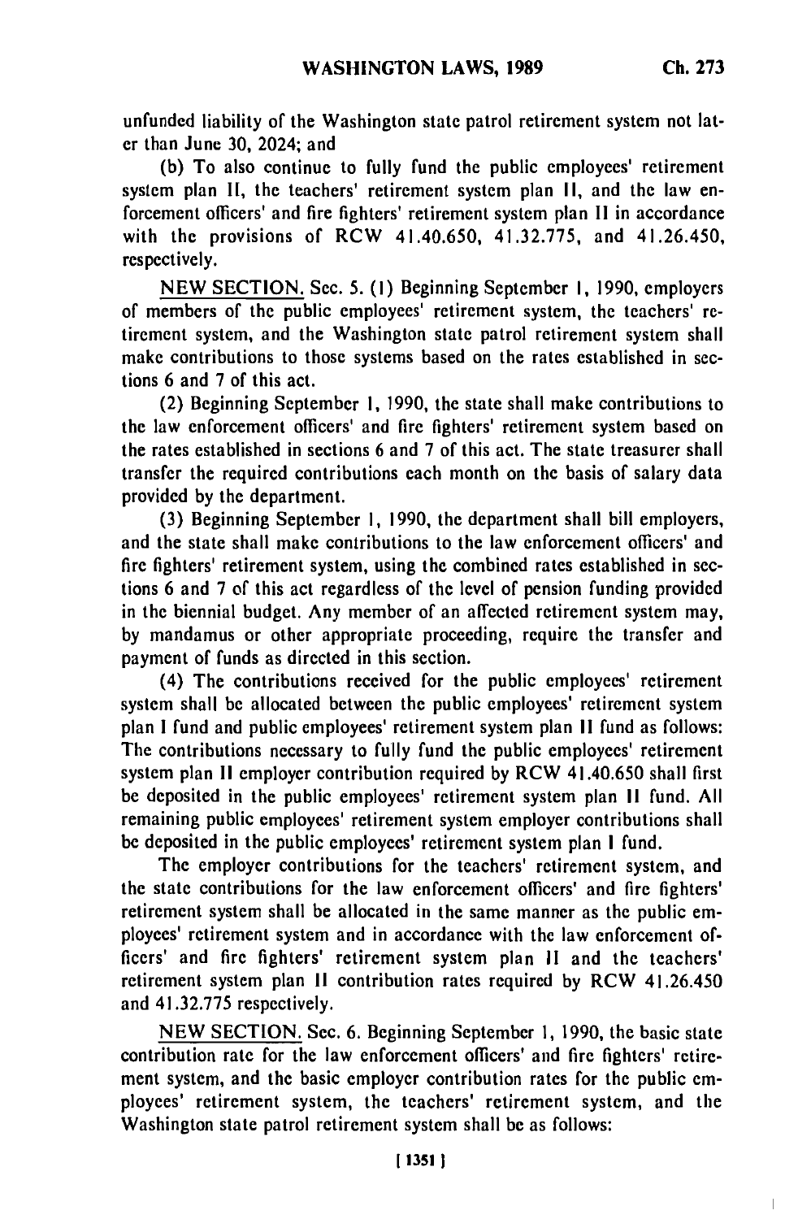unfunded liability of the Washington state patrol retirement system not later than June 30, 2024; and

(b) To also continue to fully fund the public employees' retirement system plan II, the teachers' retirement system plan II, and the law enforcement officers' and fire fighters' retirement system plan II in accordance with the provisions of RCW 41.40.650, 41.32.775, and 41.26.450, respectively.

NEW SECTION. Sec. 5. (1) Beginning September 1, 1990, employers of members of the public employees' retirement system, the teachers' retirement system, and the Washington state patrol retirement system shall make contributions to those systems based on the rates established in sections 6 and 7 of this act.

(2) Beginning September 1, 1990, the state shall make contributions to the law enforcement officers' and fire fighters' retirement system based on the rates established in sections 6 and 7 of this act. The state treasurer shall transfer the required contributions each month on the basis of salary data provided by the department.

(3) Beginning September 1, 1990, the department shall bill employers, and the state shall make contributions to the law enforcement officers' and fire fighters' retirement system, using the combined rates established in sections 6 and 7 of this act regardless of the level of pension funding provided in the biennial budget. Any member of an affected retirement system may, by mandamus or other appropriate proceeding, require the transfer and payment of funds as directed in this section.

(4) The contributions received for the public employees' retirement system shall be allocated between the public employees' retirement system plan I fund and public employees' retirement system plan II fund as follows: The contributions necessary to fully fund the public employees' retirement system plan II employer contribution required by RCW 41.40.650 shall first be deposited in the public employees' retirement system plan II fund. All remaining public employees' retirement system employer contributions shall be deposited in the public employees' retirement system plan I fund.

The employer contributions for the teachers' retirement system, and the state contributions for the law enforcement officers' and fire fighters' retirement system shall be allocated in the same manner as the public employees' retirement system and in accordance with the law enforcement officers' and fire fighters' retirement system plan II and the teachers' retirement system plan II contribution rates required by RCW 41.26.450 and 41.32.775 respectively.

NEW SECTION. Sec. 6. Beginning September 1, 1990, the basic state contribution rate for the law enforcement officers' and fire fighters' retirement system, and the basic employer contribution rates for the public employees' retirement system, the teachers' retirement system, and the Washington state patrol retirement system shall be as follows: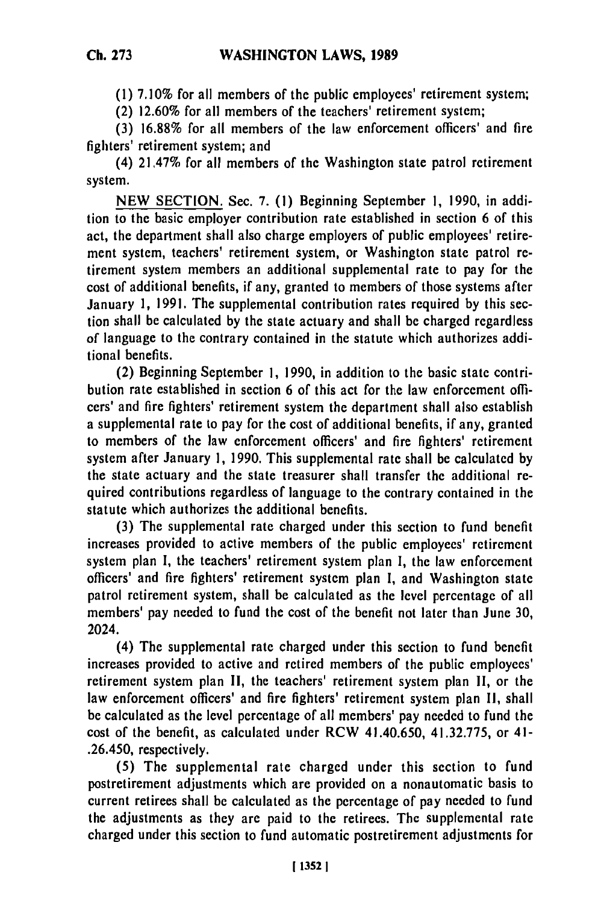(1) 7.10% for all members of the public employees' retirement system;

(2) 12.60% for all members of the teachers' retirement system;

(3) 16.88% for all members of the law enforcement officers' and fire fighters' retirement system; and

(4) 21.47% for all members of the Washington state patrol retirement system.

NEW SECTION. Sec. 7. (1) Beginning September 1, 1990, in addition to the basic employer contribution rate established in section 6 of this act, the department shall also charge employers of public employees' retirement system, teachers' retirement system, or Washington state patrol retirement system members an additional supplemental rate to pay for the cost of additional benefits, if any, granted to members of those systems after January 1, 1991. The supplemental contribution rates required by this section shall be calculated by the state actuary and shall be charged regardless of language to the contrary contained in the statute which authorizes additional benefits.

(2) Beginning September 1, 1990, in addition to the basic state contribution rate established in section 6 of this act for the law enforcement officers' and fire fighters' retirement system the department shall also establish a supplemental rate to pay for the cost of additional benefits, if any, granted to members of the law enforcement officers' and fire fighters' retirement system after January 1, 1990. This supplemental rate shall be calculated by the state actuary and the state treasurer shall transfer the additional required contributions regardless of language to the contrary contained in the statute which authorizes the additional benefits.

(3) The supplemental rate charged under this section to fund benefit increases provided to active members of the public employees' retirement system plan I, the teachers' retirement system plan I, the law enforcement officers' and fire fighters' retirement system plan I, and Washington state patrol retirement system, shall be calculated as the level percentage of all members' pay needed to fund the cost of the benefit not later than June 30, 2024.

(4) The supplemental rate charged under this section to fund benefit increases provided to active and retired members of the public employees' retirement system plan II, the teachers' retirement system plan II, or the law enforcement officers' and fire fighters' retirement system plan II, shall be calculated as the level percentage of all members' pay needed to fund the cost of the benefit, as calculated under RCW 41.40.650, 41.32.775, or 41-.26.450, respectively.

(5) The supplemental rate charged under this section to fund postretirement adjustments which are provided on a nonautomatic basis to current retirees shall be calculated as the percentage of pay needed to fund the adjustments as they are paid to the retirees. The supplemental rate charged under this section to fund automatic postretirement adjustments for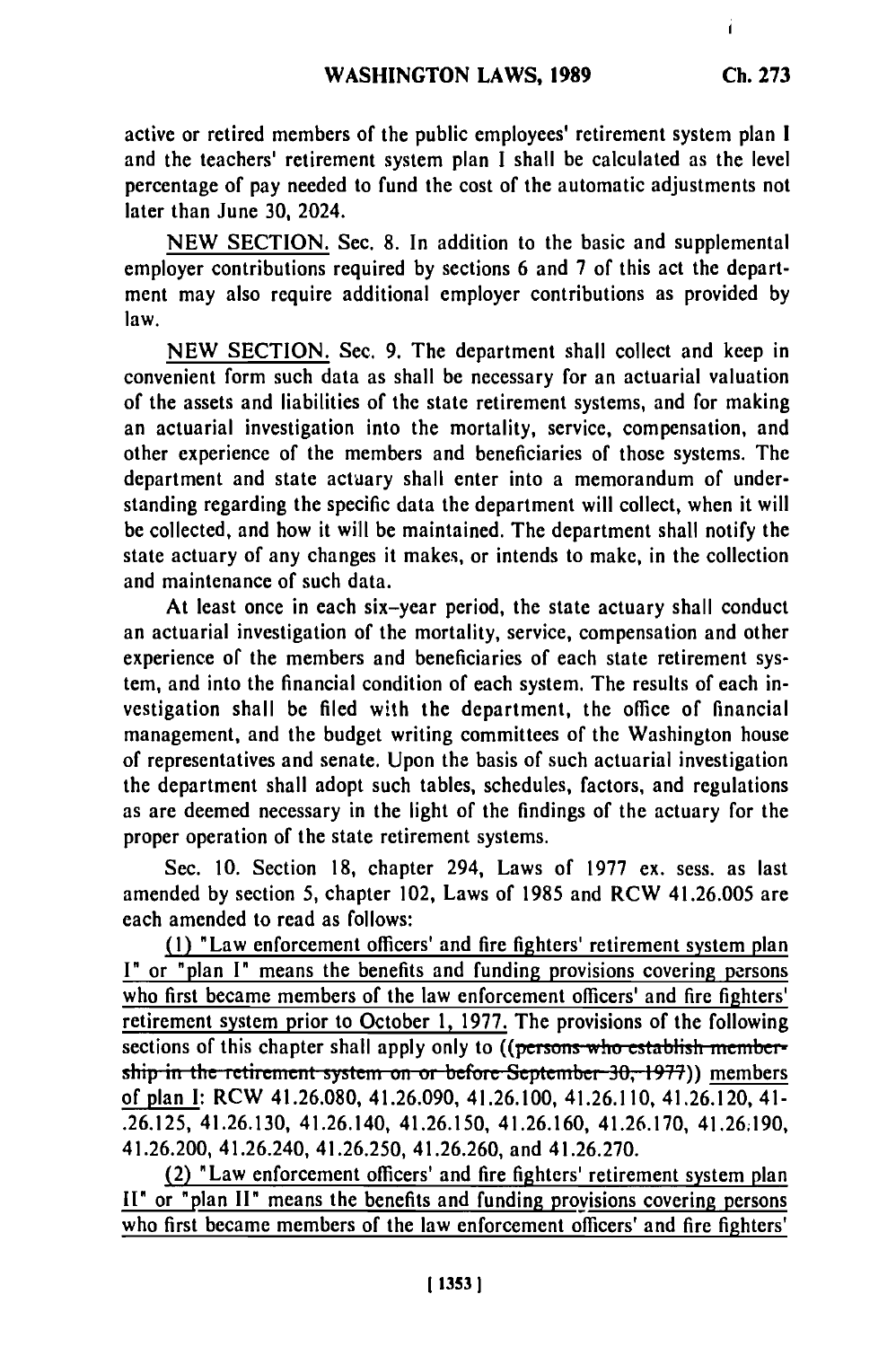active or retired members of the public employees' retirement system plan I and the teachers' retirement system plan I shall be calculated as the level percentage of pay needed to fund the cost of the automatic adjustments not later than June 30, 2024.

NEW SECTION. Sec. 8. In addition to the basic and supplemental employer contributions required by sections 6 and 7 of this act the department may also require additional employer contributions as provided by law.

NEW SECTION. Sec. 9. The department shall collect and keep in convenient form such data as shall be necessary for an actuarial valuation of the assets and liabilities of the state retirement systems, and for making an actuarial investigation into the mortality, service, compensation, and other experience of the members and beneficiaries of those systems. The department and state actuary shall enter into a memorandum of understanding regarding the specific data the department will collect, when it will be collected, and how it will be maintained. The department shall notify the state actuary of any changes it makes, or intends to make, in the collection and maintenance of such data.

At least once in each six-year period, the state actuary shall conduct an actuarial investigation of the mortality, service, compensation and other experience of the members and beneficiaries of each state retirement system, and into the financial condition of each system. The results of each investigation shall be filed with the department, the office of financial management, and the budget writing committees of the Washington house of representatives and senate. Upon the basis of such actuarial investigation the department shall adopt such tables, schedules, factors, and regulations as are deemed necessary in the light of the findings of the actuary for the proper operation of the state retirement systems.

Sec. 10. Section 18, chapter 294, Laws of 1977 ex. sess. as last amended by section 5, chapter 102, Laws of 1985 and RCW 41.26.005 are each amended to read as follows:

(1) "Law enforcement officers' and fire fighters' retirement system plan I" or "plan I" means the benefits and funding provisions covering persons who first became members of the law enforcement officers' and fire fighters' retirement system prior to October 1, 1977. The provisions of the following sections of this chapter shall apply only to ((~~persons who establish membership in the retirement system on or before September 30, 1977~~)) members of plan I: RCW 41.26.080, 41.26.090, 41.26.100, 41.26.110, 41.26.120, 41-.26.125, 41.26.130, 41.26.140, 41.26.150, 41.26.160, 41.26.170, 41.26.190, 41.26.200, 41.26.240, 41.26.250, 41.26.260, and 41.26.270.

(2) "Law enforcement officers' and fire fighters' retirement system plan II" or "plan II" means the benefits and funding provisions covering persons who first became members of the law enforcement officers' and fire fighters'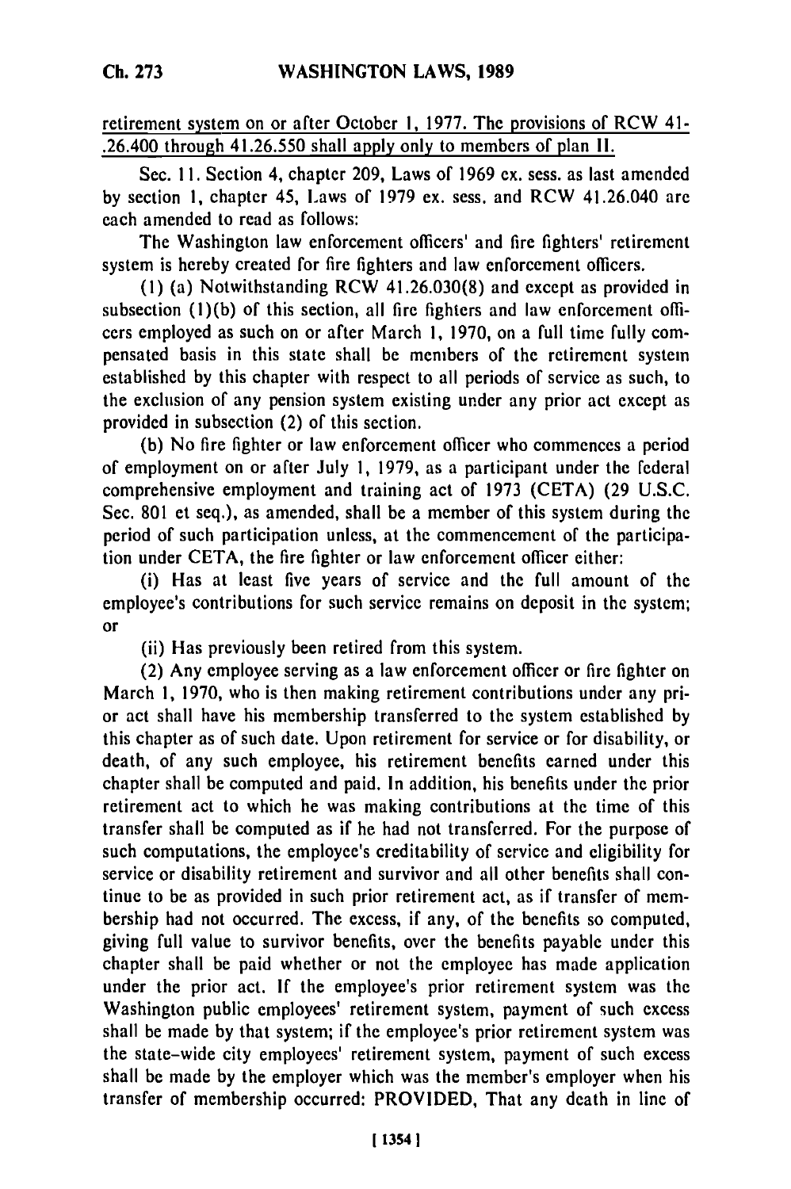retirement system on or after October 1, 1977. The provisions of RCW 41-.26.400 through 41.26.550 shall apply only to members of plan II.

Sec. 11. Section 4, chapter 209, Laws of 1969 ex. sess. as last amended by section 1, chapter 45, Laws of 1979 ex. sess. and RCW 41.26.040 are each amended to read as follows:

The Washington law enforcement officers' and fire fighters' retirement system is hereby created for fire fighters and law enforcement officers.

(1) (a) Notwithstanding RCW 41.26.030(8) and except as provided in subsection (1)(b) of this section, all fire fighters and law enforcement officers employed as such on or after March 1, 1970, on a full time fully compensated basis in this state shall be members of the retirement system established by this chapter with respect to all periods of service as such, to the exclusion of any pension system existing under any prior act except as provided in subsection (2) of this section.

(b) No fire fighter or law enforcement officer who commences a period of employment on or after July 1, 1979, as a participant under the federal comprehensive employment and training act of 1973 (CETA) (29 U.S.C. Sec. 801 et seq.), as amended, shall be a member of this system during the period of such participation unless, at the commencement of the participation under CETA, the fire fighter or law enforcement officer either:

(i) Has at least five years of service and the full amount of the employee's contributions for such service remains on deposit in the system; or

(ii) Has previously been retired from this system.

(2) Any employee serving as a law enforcement officer or fire fighter on March 1, 1970, who is then making retirement contributions under any prior act shall have his membership transferred to the system established by this chapter as of such date. Upon retirement for service or for disability, or death, of any such employee, his retirement benefits earned under this chapter shall be computed and paid. In addition, his benefits under the prior retirement act to which he was making contributions at the time of this transfer shall be computed as if he had not transferred. For the purpose of such computations, the employee's creditability of service and eligibility for service or disability retirement and survivor and all other benefits shall continue to be as provided in such prior retirement act, as if transfer of membership had not occurred. The excess, if any, of the benefits so computed, giving full value to survivor benefits, over the benefits payable under this chapter shall be paid whether or not the employee has made application under the prior act. If the employee's prior retirement system was the Washington public employees' retirement system, payment of such excess shall be made by that system; if the employee's prior retirement system was the state-wide city employees' retirement system, payment of such excess shall be made by the employer which was the member's employer when his transfer of membership occurred: PROVIDED, That any death in line of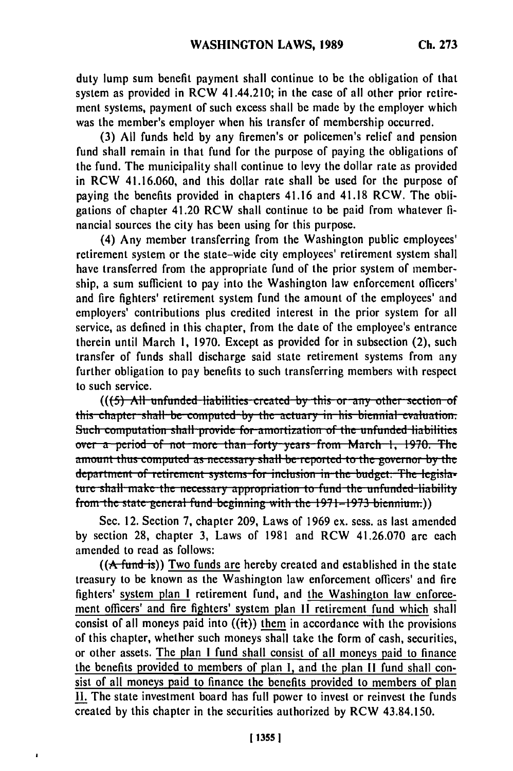duty lump sum benefit payment shall continue to be the obligation of that system as provided in RCW 41.44.210; in the case of all other prior retirement systems, payment of such excess shall be made by the employer which was the member's employer when his transfer of membership occurred.

(3) All funds held by any firemen's or policemen's relief and pension fund shall remain in that fund for the purpose of paying the obligations of the fund. The municipality shall continue to levy the dollar rate as provided in RCW 41.16.060, and this dollar rate shall be used for the purpose of paying the benefits provided in chapters 41.16 and 41.18 RCW. The obligations of chapter 41.20 RCW shall continue to be paid from whatever financial sources the city has been using for this purpose.

(4) Any member transferring from the Washington public employees' retirement system or the state-wide city employees' retirement system shall have transferred from the appropriate fund of the prior system of membership, a sum sufficient to pay into the Washington law enforcement officers' and fire fighters' retirement system fund the amount of the employees' and employers' contributions plus credited interest in the prior system for all service, as defined in this chapter, from the date of the employee's entrance therein until March 1, 1970. Except as provided for in subsection (2), such transfer of funds shall discharge said state retirement systems from any further obligation to pay benefits to such transferring members with respect to such service.

((~~(5) All unfunded liabilities created by this or any other section of this chapter shall be computed by the actuary in his biennial evaluation. Such computation shall provide for amortization of the unfunded liabilities over a period of not more than forty years from March 1, 1970. The amount thus computed as necessary shall be reported to the governor by the department of retirement systems for inclusion in the budget. The legislature shall make the necessary appropriation to fund the unfunded liability from the state general fund beginning with the 1971–1973 biennium.~~))

Sec. 12. Section 7, chapter 209, Laws of 1969 ex. sess. as last amended by section 28, chapter 3, Laws of 1981 and RCW 41.26.070 are each amended to read as follows:

((~~A fund is~~)) <u>Two funds are</u> hereby created and established in the state treasury to be known as the Washington law enforcement officers' and fire fighters' <u>system plan I</u> retirement fund, and <u>the Washington law enforcement officers' and fire fighters' system plan II retirement fund which</u> shall consist of all moneys paid into ((~~it~~)) <u>them</u> in accordance with the provisions of this chapter, whether such moneys shall take the form of cash, securities, or other assets. <u>The plan I fund shall consist of all moneys paid to finance the benefits provided to members of plan I, and the plan II fund shall consist of all moneys paid to finance the benefits provided to members of plan II.</u> The state investment board has full power to invest or reinvest the funds created by this chapter in the securities authorized by RCW 43.84.150.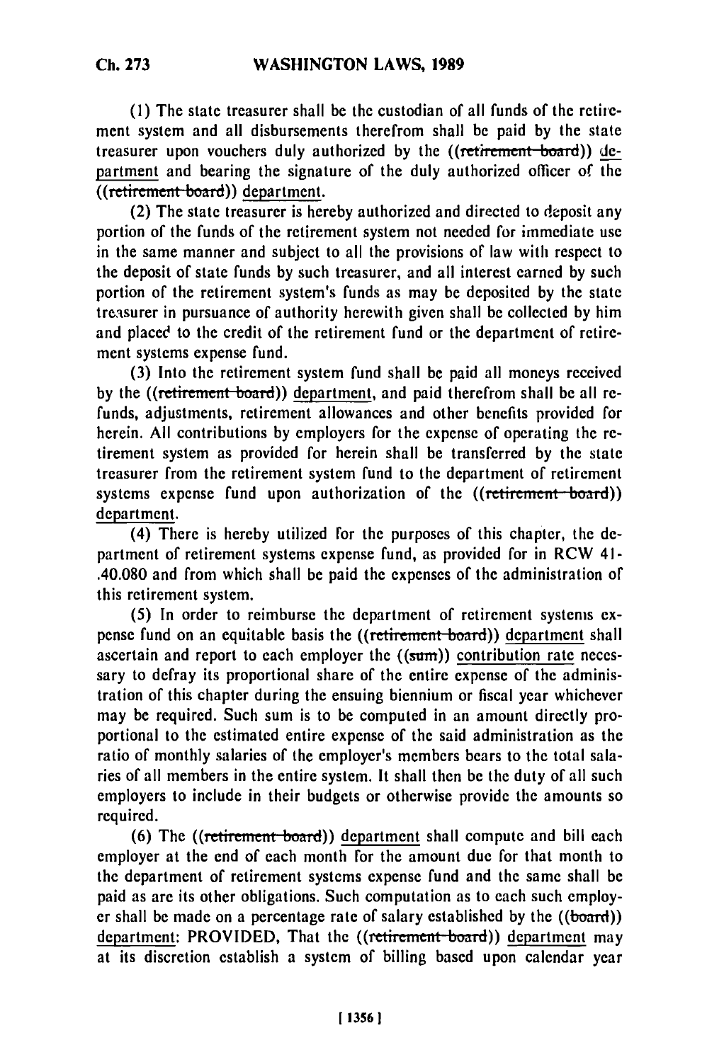(1) The state treasurer shall be the custodian of all funds of the retirement system and all disbursements therefrom shall be paid by the state treasurer upon vouchers duly authorized by the ((~~retirement board~~)) department and bearing the signature of the duly authorized officer of the ((~~retirement board~~)) department.

(2) The state treasurer is hereby authorized and directed to deposit any portion of the funds of the retirement system not needed for immediate use in the same manner and subject to all the provisions of law with respect to the deposit of state funds by such treasurer, and all interest earned by such portion of the retirement system's funds as may be deposited by the state treasurer in pursuance of authority herewith given shall be collected by him and placed to the credit of the retirement fund or the department of retirement systems expense fund.

(3) Into the retirement system fund shall be paid all moneys received by the ((~~retirement board~~)) department, and paid therefrom shall be all refunds, adjustments, retirement allowances and other benefits provided for herein. All contributions by employers for the expense of operating the retirement system as provided for herein shall be transferred by the state treasurer from the retirement system fund to the department of retirement systems expense fund upon authorization of the ((~~retirement board~~)) department.

(4) There is hereby utilized for the purposes of this chapter, the department of retirement systems expense fund, as provided for in RCW 41-.40.080 and from which shall be paid the expenses of the administration of this retirement system.

(5) In order to reimburse the department of retirement systems expense fund on an equitable basis the ((~~retirement board~~)) department shall ascertain and report to each employer the ((~~sum~~)) contribution rate necessary to defray its proportional share of the entire expense of the administration of this chapter during the ensuing biennium or fiscal year whichever may be required. Such sum is to be computed in an amount directly proportional to the estimated entire expense of the said administration as the ratio of monthly salaries of the employer's members bears to the total salaries of all members in the entire system. It shall then be the duty of all such employers to include in their budgets or otherwise provide the amounts so required.

(6) The ((~~retirement board~~)) department shall compute and bill each employer at the end of each month for the amount due for that month to the department of retirement systems expense fund and the same shall be paid as are its other obligations. Such computation as to each such employer shall be made on a percentage rate of salary established by the ((~~board~~)) department: PROVIDED, That the ((~~retirement board~~)) department may at its discretion establish a system of billing based upon calendar year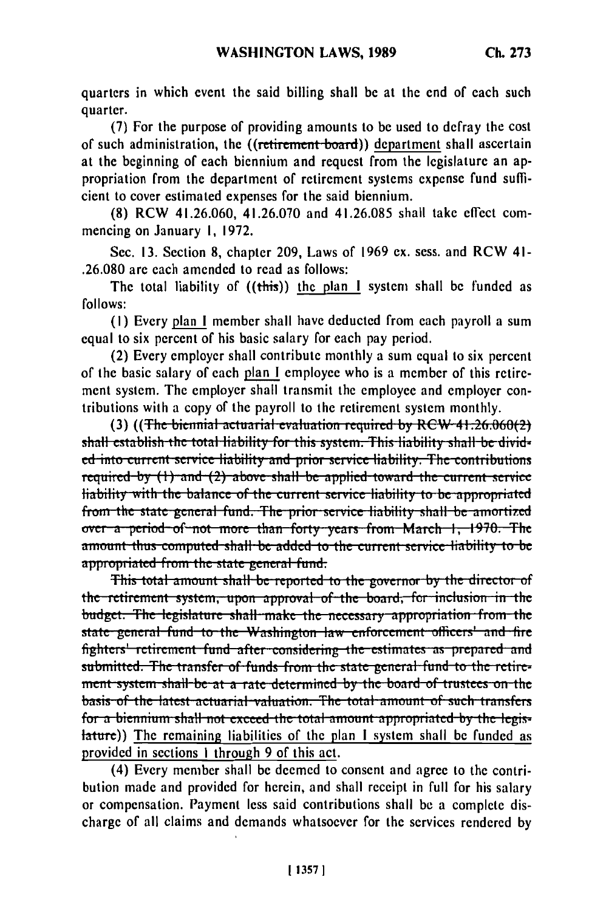quarters in which event the said billing shall be at the end of each such quarter.

(7) For the purpose of providing amounts to be used to defray the cost of such administration, the ((~~retirement board~~)) department shall ascertain at the beginning of each biennium and request from the legislature an appropriation from the department of retirement systems expense fund sufficient to cover estimated expenses for the said biennium.

(8) RCW 41.26.060, 41.26.070 and 41.26.085 shall take effect commencing on January 1, 1972.

Sec. 13. Section 8, chapter 209, Laws of 1969 ex. sess. and RCW 41-.26.080 are each amended to read as follows:

The total liability of ((~~this~~)) the plan I system shall be funded as follows:

(1) Every plan I member shall have deducted from each payroll a sum equal to six percent of his basic salary for each pay period.

(2) Every employer shall contribute monthly a sum equal to six percent of the basic salary of each plan I employee who is a member of this retirement system. The employer shall transmit the employee and employer contributions with a copy of the payroll to the retirement system monthly.

(3) ((~~The biennial actuarial evaluation required by RCW 41.26.060(2) shall establish the total liability for this system. This liability shall be divided into current service liability and prior service liability. The contributions required by (1) and (2) above shall be applied toward the current service liability with the balance of the current service liability to be appropriated from the state general fund. The prior service liability shall be amortized over a period of not more than forty years from March 1, 1970. The amount thus computed shall be added to the current service liability to be appropriated from the state general fund.~~

~~This total amount shall be reported to the governor by the director of the retirement system, upon approval of the board, for inclusion in the budget. The legislature shall make the necessary appropriation from the state general fund to the Washington law enforcement officers' and fire fighters' retirement fund after considering the estimates as prepared and submitted. The transfer of funds from the state general fund to the retirement system shall be at a rate determined by the board of trustees on the basis of the latest actuarial valuation. The total amount of such transfers for a biennium shall not exceed the total amount appropriated by the legislature~~)) The remaining liabilities of the plan I system shall be funded as provided in sections 1 through 9 of this act.

(4) Every member shall be deemed to consent and agree to the contribution made and provided for herein, and shall receipt in full for his salary or compensation. Payment less said contributions shall be a complete discharge of all claims and demands whatsoever for the services rendered by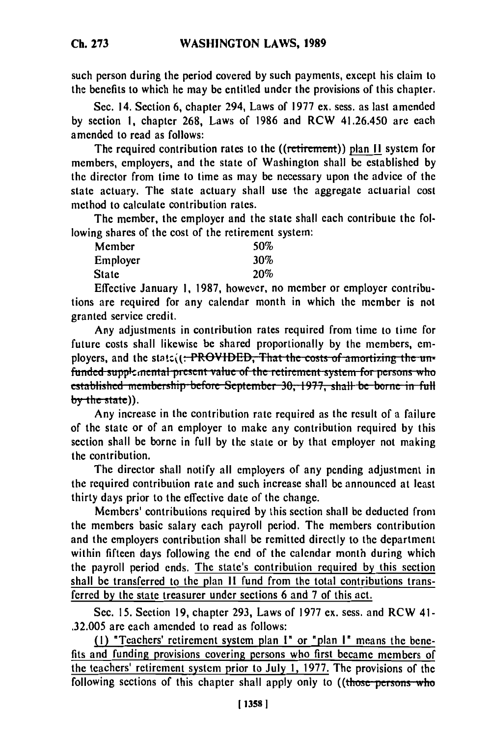such person during the period covered by such payments, except his claim to the benefits to which he may be entitled under the provisions of this chapter.

Sec. 14. Section 6, chapter 294, Laws of 1977 ex. sess. as last amended by section 1, chapter 268, Laws of 1986 and RCW 41.26.450 are each amended to read as follows:

The required contribution rates to the ((~~retirement~~)) plan II system for members, employers, and the state of Washington shall be established by the director from time to time as may be necessary upon the advice of the state actuary. The state actuary shall use the aggregate actuarial cost method to calculate contribution rates.

The member, the employer and the state shall each contribute the following shares of the cost of the retirement system:

| | |
|---|---|
| Member | 50% |
| Employer | 30% |
| State | 20% |

Effective January 1, 1987, however, no member or employer contributions are required for any calendar month in which the member is not granted service credit.

Any adjustments in contribution rates required from time to time for future costs shall likewise be shared proportionally by the members, employers, and the state((~~: PROVIDED, That the costs of amortizing the unfunded supplemental present value of the retirement system for persons who established membership before September 30, 1977, shall be borne in full by the state~~)).

Any increase in the contribution rate required as the result of a failure of the state or of an employer to make any contribution required by this section shall be borne in full by the state or by that employer not making the contribution.

The director shall notify all employers of any pending adjustment in the required contribution rate and such increase shall be announced at least thirty days prior to the effective date of the change.

Members' contributions required by this section shall be deducted from the members basic salary each payroll period. The members contribution and the employers contribution shall be remitted directly to the department within fifteen days following the end of the calendar month during which the payroll period ends. The state's contribution required by this section shall be transferred to the plan II fund from the total contributions transferred by the state treasurer under sections 6 and 7 of this act.

Sec. 15. Section 19, chapter 293, Laws of 1977 ex. sess. and RCW 41.32.005 are each amended to read as follows:

(1) "Teachers' retirement system plan I" or "plan I" means the benefits and funding provisions covering persons who first became members of the teachers' retirement system prior to July 1, 1977. The provisions of the following sections of this chapter shall apply only to ((~~those persons who~~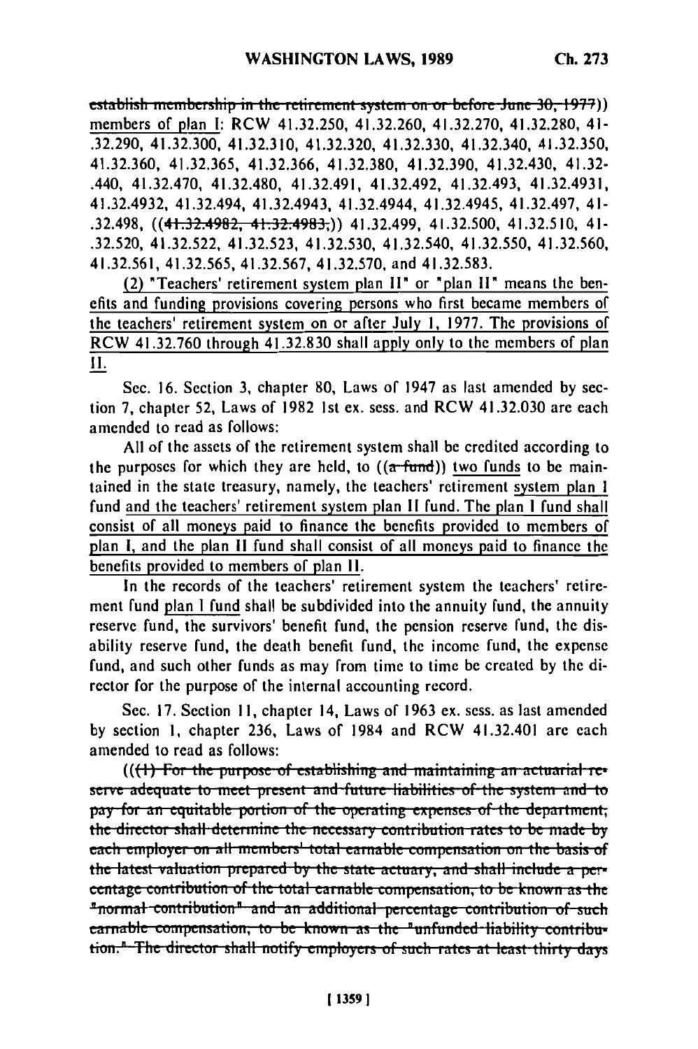establish membership in the retirement system on or before June 30, 1977)) members of plan I: RCW 41.32.250, 41.32.260, 41.32.270, 41.32.280, 41-.32.290, 41.32.300, 41.32.310, 41.32.320, 41.32.330, 41.32.340, 41.32.350, 41.32.360, 41.32.365, 41.32.366, 41.32.380, 41.32.390, 41.32.430, 41.32-.440, 41.32.470, 41.32.480, 41.32.491, 41.32.492, 41.32.493, 41.32.4931, 41.32.4932, 41.32.494, 41.32.4943, 41.32.4944, 41.32.4945, 41.32.497, 41-.32.498, ((41.32.4982, 41.32.4983,)) 41.32.499, 41.32.500, 41.32.510, 41-.32.520, 41.32.522, 41.32.523, 41.32.530, 41.32.540, 41.32.550, 41.32.560, 41.32.561, 41.32.565, 41.32.567, 41.32.570, and 41.32.583.

(2) "Teachers' retirement system plan II" or "plan II" means the benefits and funding provisions covering persons who first became members of the teachers' retirement system on or after July 1, 1977. The provisions of RCW 41.32.760 through 41.32.830 shall apply only to the members of plan II.

Sec. 16. Section 3, chapter 80, Laws of 1947 as last amended by section 7, chapter 52, Laws of 1982 1st ex. sess. and RCW 41.32.030 are each amended to read as follows:

All of the assets of the retirement system shall be credited according to the purposes for which they are held, to ((a fund)) two funds to be maintained in the state treasury, namely, the teachers' retirement system plan I fund and the teachers' retirement system plan II fund. The plan I fund shall consist of all moneys paid to finance the benefits provided to members of plan I, and the plan II fund shall consist of all moneys paid to finance the benefits provided to members of plan II.

In the records of the teachers' retirement system the teachers' retirement fund plan I fund shall be subdivided into the annuity fund, the annuity reserve fund, the survivors' benefit fund, the pension reserve fund, the disability reserve fund, the death benefit fund, the income fund, the expense fund, and such other funds as may from time to time be created by the director for the purpose of the internal accounting record.

Sec. 17. Section 11, chapter 14, Laws of 1963 ex. sess. as last amended by section 1, chapter 236, Laws of 1984 and RCW 41.32.401 are each amended to read as follows:

(((1) For the purpose of establishing and maintaining an actuarial reserve adequate to meet present and future liabilities of the system and to pay for an equitable portion of the operating expenses of the department, the director shall determine the necessary contribution rates to be made by each employer on all members' total earnable compensation on the basis of the latest valuation prepared by the state actuary, and shall include a percentage contribution of the total earnable compensation, to be known as the "normal contribution" and an additional percentage contribution of such earnable compensation, to be known as the "unfunded liability contribution." The director shall notify employers of such rates at least thirty days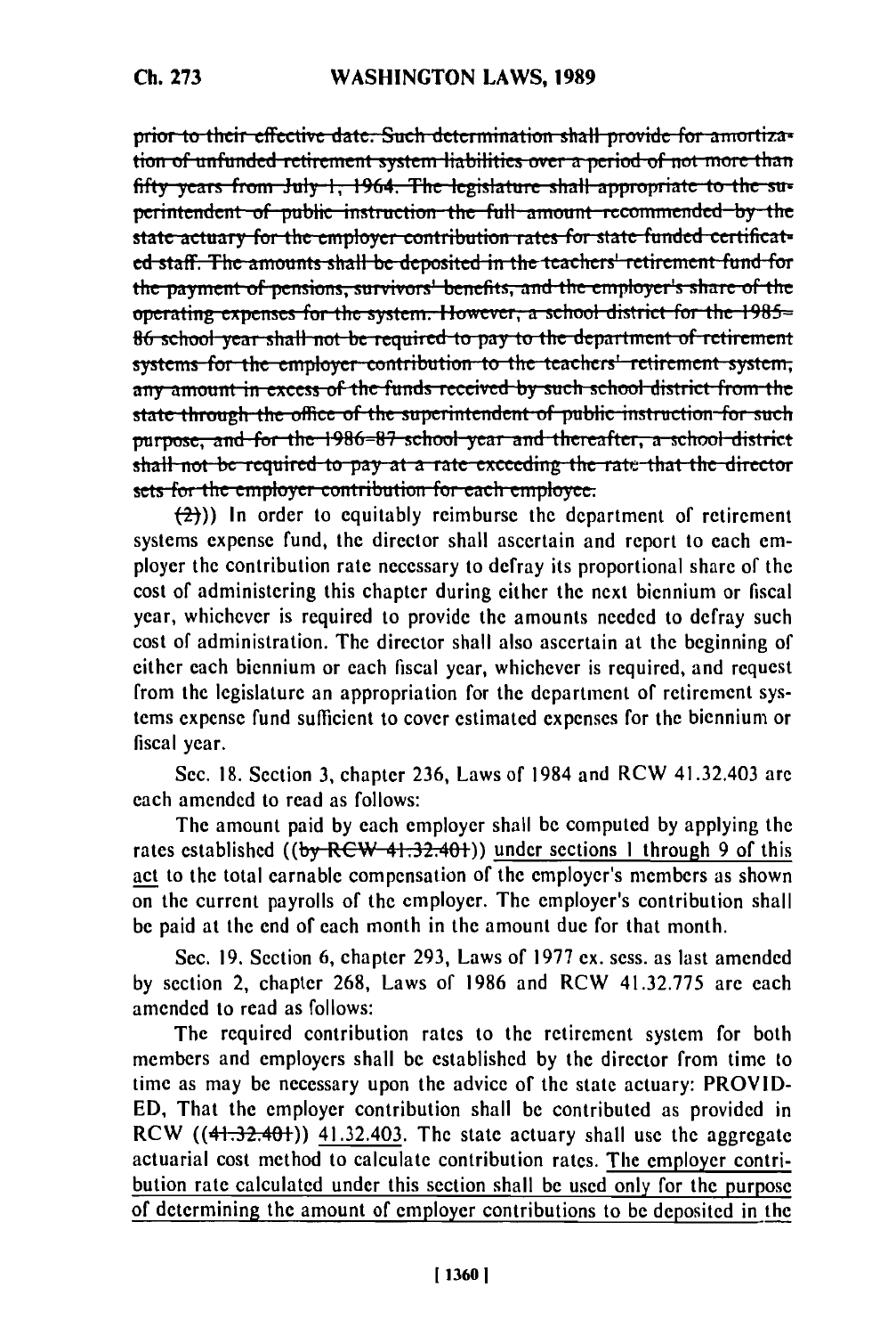~~prior to their effective date. Such determination shall provide for amortization of unfunded retirement system liabilities over a period of not more than fifty years from July 1, 1964. The legislature shall appropriate to the superintendent of public instruction the full amount recommended by the state actuary for the employer contribution rates for state funded certificated staff. The amounts shall be deposited in the teachers' retirement fund for the payment of pensions, survivors' benefits, and the employer's share of the operating expenses for the system. However, a school district for the 1985–86 school year shall not be required to pay to the department of retirement systems for the employer contribution to the teachers' retirement system, any amount in excess of the funds received by such school district from the state through the office of the superintendent of public instruction for such purpose, and for the 1986–87 school year and thereafter, a school district shall not be required to pay at a rate exceeding the rate that the director sets for the employer contribution for each employee.~~

~~(2)~~)) In order to equitably reimburse the department of retirement systems expense fund, the director shall ascertain and report to each employer the contribution rate necessary to defray its proportional share of the cost of administering this chapter during either the next biennium or fiscal year, whichever is required to provide the amounts needed to defray such cost of administration. The director shall also ascertain at the beginning of either each biennium or each fiscal year, whichever is required, and request from the legislature an appropriation for the department of retirement systems expense fund sufficient to cover estimated expenses for the biennium or fiscal year.

Sec. 18. Section 3, chapter 236, Laws of 1984 and RCW 41.32.403 are each amended to read as follows:

The amount paid by each employer shall be computed by applying the rates established ((~~by RCW 41.32.401~~)) <u>under sections 1 through 9 of this act</u> to the total earnable compensation of the employer's members as shown on the current payrolls of the employer. The employer's contribution shall be paid at the end of each month in the amount due for that month.

Sec. 19. Section 6, chapter 293, Laws of 1977 ex. sess. as last amended by section 2, chapter 268, Laws of 1986 and RCW 41.32.775 are each amended to read as follows:

The required contribution rates to the retirement system for both members and employers shall be established by the director from time to time as may be necessary upon the advice of the state actuary: PROVIDED, That the employer contribution shall be contributed as provided in RCW ((~~41.32.401~~)) <u>41.32.403</u>. The state actuary shall use the aggregate actuarial cost method to calculate contribution rates. <u>The employer contribution rate calculated under this section shall be used only for the purpose of determining the amount of employer contributions to be deposited in the</u>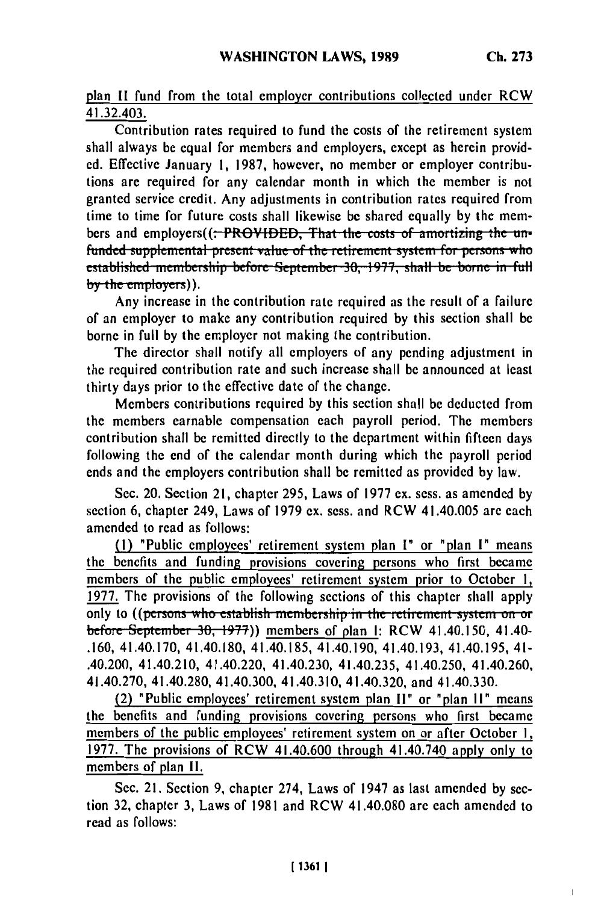plan II fund from the total employer contributions collected under RCW 41.32.403.

Contribution rates required to fund the costs of the retirement system shall always be equal for members and employers, except as herein provided. Effective January 1, 1987, however, no member or employer contributions are required for any calendar month in which the member is not granted service credit. Any adjustments in contribution rates required from time to time for future costs shall likewise be shared equally by the members and employers((: PROVIDED, That the costs of amortizing the unfunded supplemental present value of the retirement system for persons who established membership before September 30, 1977, shall be borne in full by the employers)).

Any increase in the contribution rate required as the result of a failure of an employer to make any contribution required by this section shall be borne in full by the employer not making the contribution.

The director shall notify all employers of any pending adjustment in the required contribution rate and such increase shall be announced at least thirty days prior to the effective date of the change.

Members contributions required by this section shall be deducted from the members earnable compensation each payroll period. The members contribution shall be remitted directly to the department within fifteen days following the end of the calendar month during which the payroll period ends and the employers contribution shall be remitted as provided by law.

Sec. 20. Section 21, chapter 295, Laws of 1977 ex. sess. as amended by section 6, chapter 249, Laws of 1979 ex. sess. and RCW 41.40.005 are each amended to read as follows:

(1) "Public employees' retirement system plan I" or "plan I" means the benefits and funding provisions covering persons who first became members of the public employees' retirement system prior to October 1, 1977. The provisions of the following sections of this chapter shall apply only to ((persons who establish membership in the retirement system on or before September 30, 1977)) members of plan I: RCW 41.40.150, 41.40-.160, 41.40.170, 41.40.180, 41.40.185, 41.40.190, 41.40.193, 41.40.195, 41-.40.200, 41.40.210, 41.40.220, 41.40.230, 41.40.235, 41.40.250, 41.40.260, 41.40.270, 41.40.280, 41.40.300, 41.40.310, 41.40.320, and 41.40.330.

(2) "Public employees' retirement system plan II" or "plan II" means the benefits and funding provisions covering persons who first became members of the public employees' retirement system on or after October 1, 1977. The provisions of RCW 41.40.600 through 41.40.740 apply only to members of plan II.

Sec. 21. Section 9, chapter 274, Laws of 1947 as last amended by section 32, chapter 3, Laws of 1981 and RCW 41.40.080 are each amended to read as follows: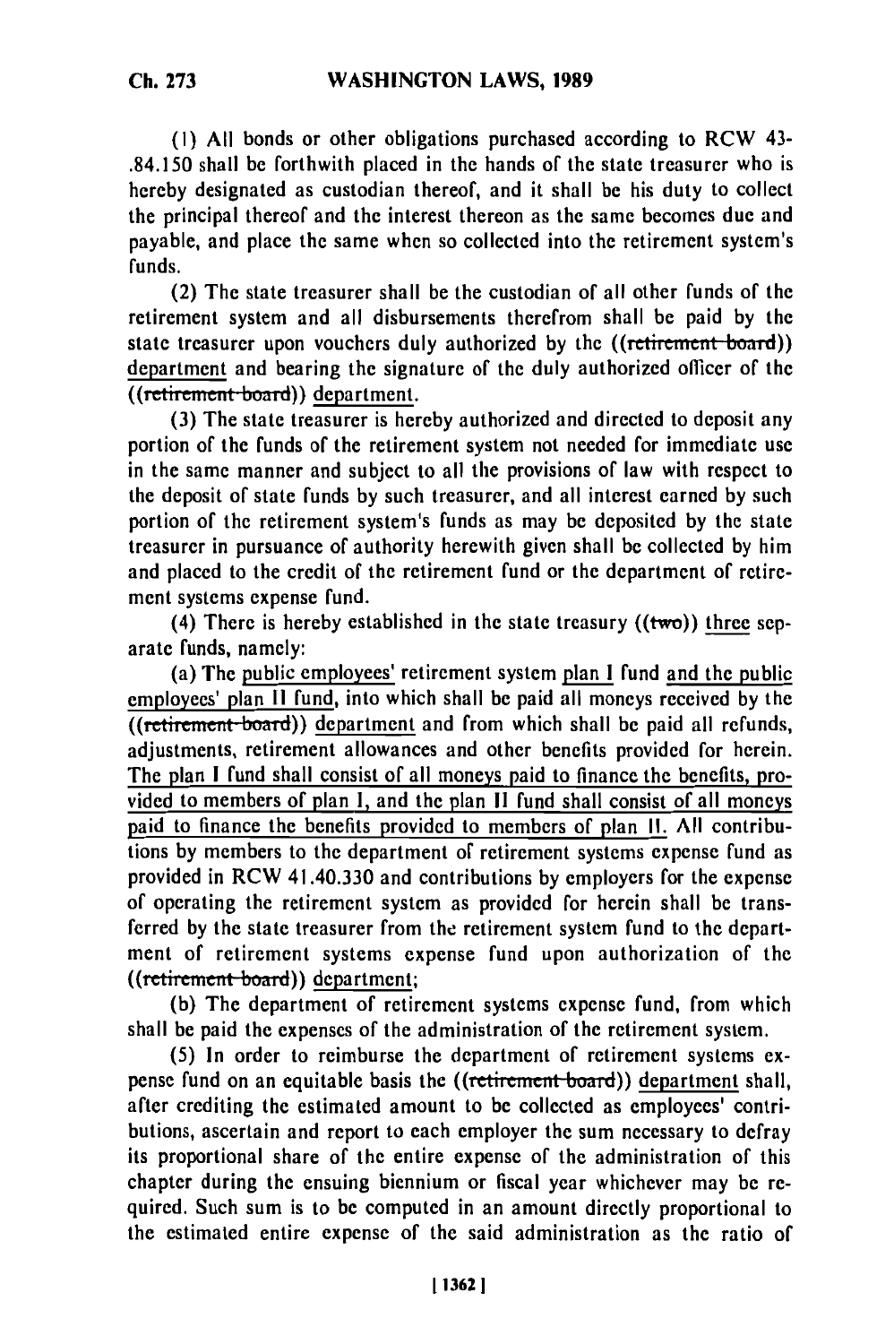(1) All bonds or other obligations purchased according to RCW 43-.84.150 shall be forthwith placed in the hands of the state treasurer who is hereby designated as custodian thereof, and it shall be his duty to collect the principal thereof and the interest thereon as the same becomes due and payable, and place the same when so collected into the retirement system's funds.

(2) The state treasurer shall be the custodian of all other funds of the retirement system and all disbursements therefrom shall be paid by the state treasurer upon vouchers duly authorized by the ((~~retirement board~~)) department and bearing the signature of the duly authorized officer of the ((~~retirement board~~)) department.

(3) The state treasurer is hereby authorized and directed to deposit any portion of the funds of the retirement system not needed for immediate use in the same manner and subject to all the provisions of law with respect to the deposit of state funds by such treasurer, and all interest earned by such portion of the retirement system's funds as may be deposited by the state treasurer in pursuance of authority herewith given shall be collected by him and placed to the credit of the retirement fund or the department of retirement systems expense fund.

(4) There is hereby established in the state treasury ((~~two~~)) three separate funds, namely:

(a) The public employees' retirement system plan I fund and the public employees' plan II fund, into which shall be paid all moneys received by the ((~~retirement board~~)) department and from which shall be paid all refunds, adjustments, retirement allowances and other benefits provided for herein. The plan I fund shall consist of all moneys paid to finance the benefits, provided to members of plan I, and the plan II fund shall consist of all moneys paid to finance the benefits provided to members of plan II. All contributions by members to the department of retirement systems expense fund as provided in RCW 41.40.330 and contributions by employers for the expense of operating the retirement system as provided for herein shall be transferred by the state treasurer from the retirement system fund to the department of retirement systems expense fund upon authorization of the ((~~retirement board~~)) department;

(b) The department of retirement systems expense fund, from which shall be paid the expenses of the administration of the retirement system.

(5) In order to reimburse the department of retirement systems expense fund on an equitable basis the ((~~retirement board~~)) department shall, after crediting the estimated amount to be collected as employees' contributions, ascertain and report to each employer the sum necessary to defray its proportional share of the entire expense of the administration of this chapter during the ensuing biennium or fiscal year whichever may be required. Such sum is to be computed in an amount directly proportional to the estimated entire expense of the said administration as the ratio of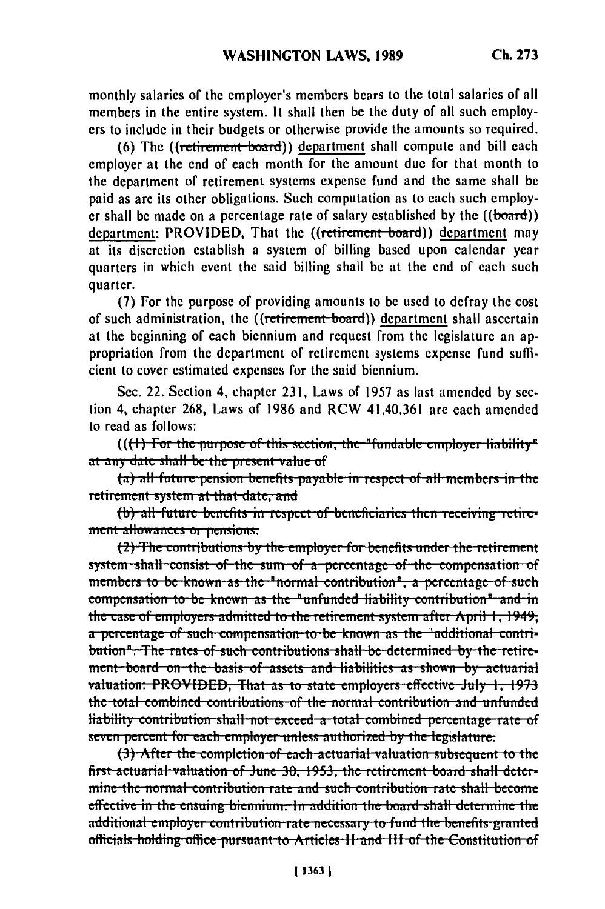monthly salaries of the employer's members bears to the total salaries of all members in the entire system. It shall then be the duty of all such employers to include in their budgets or otherwise provide the amounts so required.

(6) The ((~~retirement board~~)) department shall compute and bill each employer at the end of each month for the amount due for that month to the department of retirement systems expense fund and the same shall be paid as are its other obligations. Such computation as to each such employer shall be made on a percentage rate of salary established by the ((~~board~~)) department: PROVIDED, That the ((~~retirement board~~)) department may at its discretion establish a system of billing based upon calendar year quarters in which event the said billing shall be at the end of each such quarter.

(7) For the purpose of providing amounts to be used to defray the cost of such administration, the ((~~retirement board~~)) department shall ascertain at the beginning of each biennium and request from the legislature an appropriation from the department of retirement systems expense fund sufficient to cover estimated expenses for the said biennium.

Sec. 22. Section 4, chapter 231, Laws of 1957 as last amended by section 4, chapter 268, Laws of 1986 and RCW 41.40.361 are each amended to read as follows:

((~~(1) For the purpose of this section, the "fundable employer liability" at any date shall be the present value of~~

~~(a) all future pension benefits payable in respect of all members in the retirement system at that date, and~~

~~(b) all future benefits in respect of beneficiaries then receiving retirement allowances or pensions.~~

~~(2) The contributions by the employer for benefits under the retirement system shall consist of the sum of a percentage of the compensation of members to be known as the "normal contribution", a percentage of such compensation to be known as the "unfunded liability contribution" and in the case of employers admitted to the retirement system after April 1, 1949, a percentage of such compensation to be known as the "additional contribution". The rates of such contributions shall be determined by the retirement board on the basis of assets and liabilities as shown by actuarial valuation: PROVIDED, That as to state employers effective July 1, 1973 the total combined contributions of the normal contribution and unfunded liability contribution shall not exceed a total combined percentage rate of seven percent for each employer unless authorized by the legislature.~~

~~(3) After the completion of each actuarial valuation subsequent to the first actuarial valuation of June 30, 1953, the retirement board shall determine the normal contribution rate and such contribution rate shall become effective in the ensuing biennium. In addition the board shall determine the additional employer contribution rate necessary to fund the benefits granted officials holding office pursuant to Articles II and III of the Constitution of~~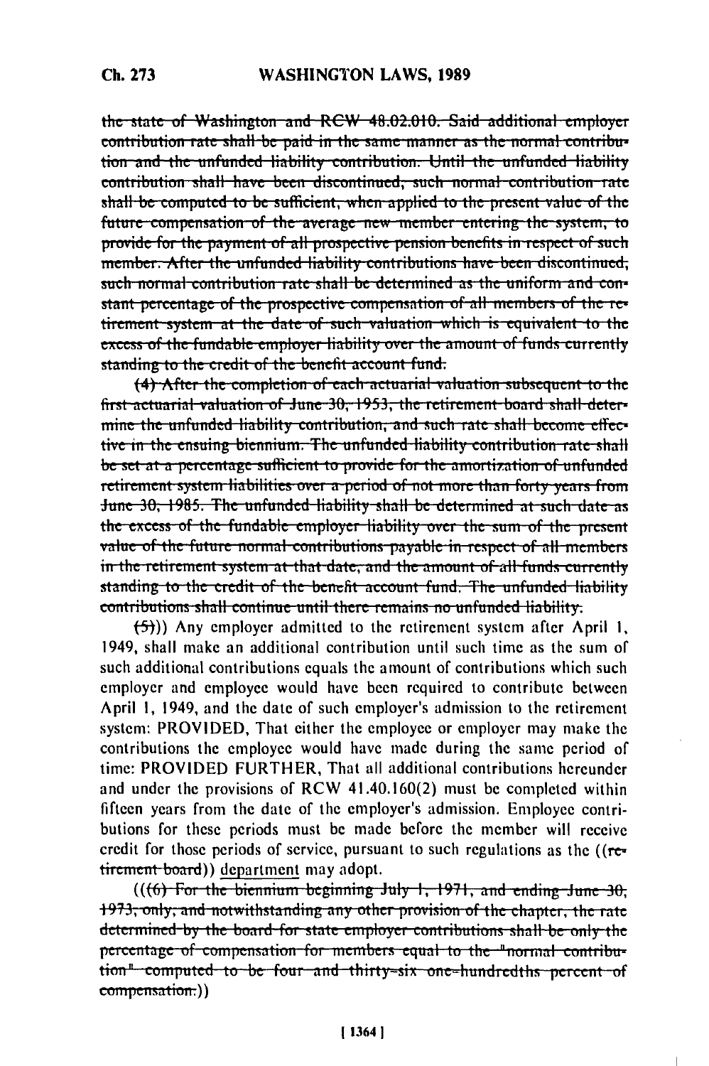~~the state of Washington and RCW 48.02.010. Said additional employer contribution rate shall be paid in the same manner as the normal contribution and the unfunded liability contribution. Until the unfunded liability contribution shall have been discontinued, such normal contribution rate shall be computed to be sufficient, when applied to the present value of the future compensation of the average new member entering the system, to provide for the payment of all prospective pension benefits in respect of such member. After the unfunded liability contributions have been discontinued, such normal contribution rate shall be determined as the uniform and constant percentage of the prospective compensation of all members of the retirement system at the date of such valuation which is equivalent to the excess of the fundable employer liability over the amount of funds currently standing to the credit of the benefit account fund.~~

~~(4) After the completion of each actuarial valuation subsequent to the first actuarial valuation of June 30, 1953, the retirement board shall determine the unfunded liability contribution, and such rate shall become effective in the ensuing biennium. The unfunded liability contribution rate shall be set at a percentage sufficient to provide for the amortization of unfunded retirement system liabilities over a period of not more than forty years from June 30, 1985. The unfunded liability shall be determined at such date as the excess of the fundable employer liability over the sum of the present value of the future normal contributions payable in respect of all members in the retirement system at that date, and the amount of all funds currently standing to the credit of the benefit account fund. The unfunded liability contributions shall continue until there remains no unfunded liability.~~

~~(5)~~)) Any employer admitted to the retirement system after April 1, 1949, shall make an additional contribution until such time as the sum of such additional contributions equals the amount of contributions which such employer and employee would have been required to contribute between April 1, 1949, and the date of such employer's admission to the retirement system: PROVIDED, That either the employee or employer may make the contributions the employee would have made during the same period of time: PROVIDED FURTHER, That all additional contributions hereunder and under the provisions of RCW 41.40.160(2) must be completed within fifteen years from the date of the employer's admission. Employee contributions for these periods must be made before the member will receive credit for those periods of service, pursuant to such regulations as the ((~~retirement board~~)) <u>department</u> may adopt.

((~~(6) For the biennium beginning July 1, 1971, and ending June 30, 1973, only, and notwithstanding any other provision of the chapter, the rate determined by the board for state employer contributions shall be only the percentage of compensation for members equal to the "normal contribution" computed to be four and thirty-six one-hundredths percent of compensation.~~))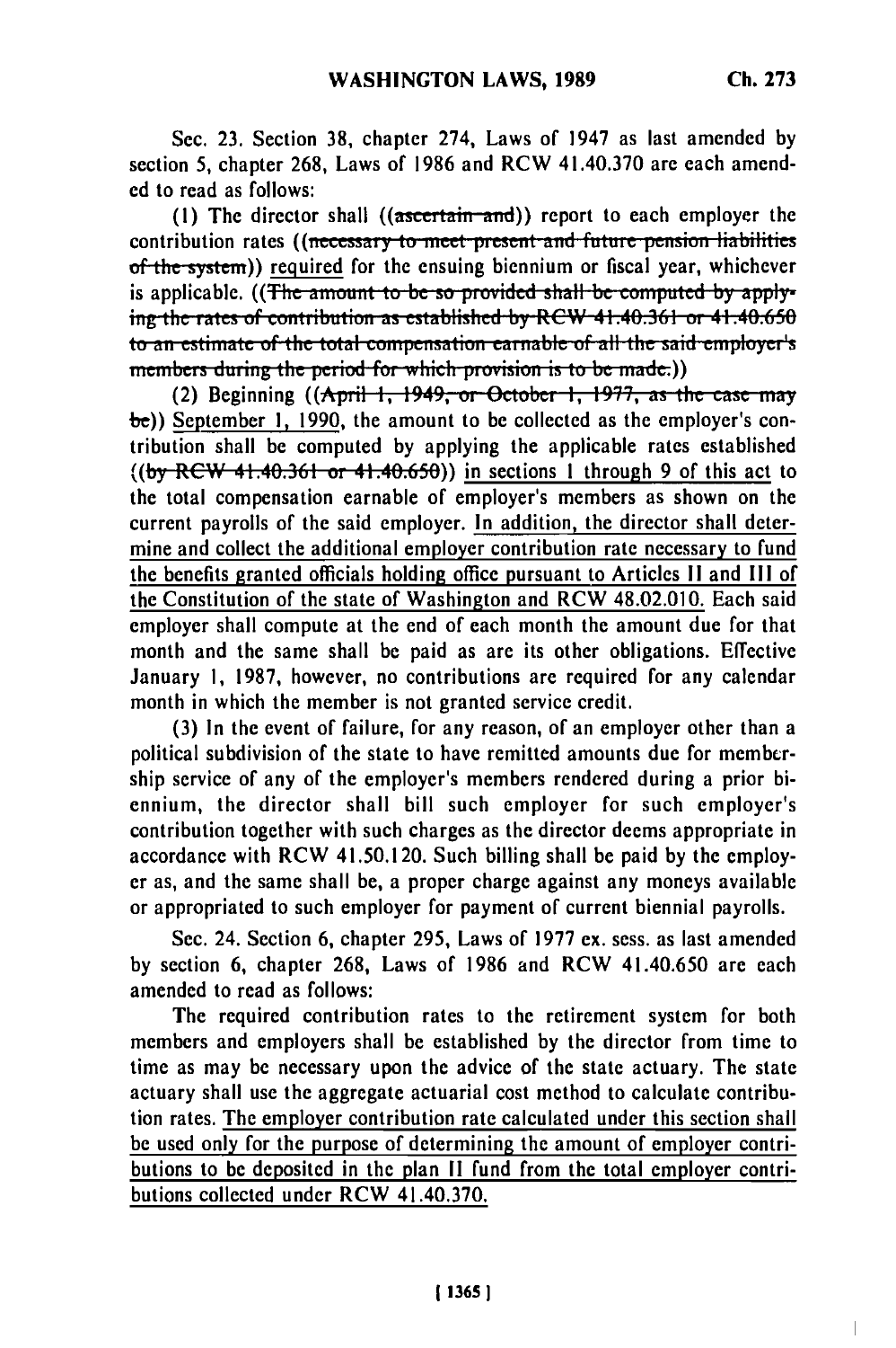Sec. 23. Section 38, chapter 274, Laws of 1947 as last amended by section 5, chapter 268, Laws of 1986 and RCW 41.40.370 are each amended to read as follows:

(1) The director shall ((~~ascertain and~~)) report to each employer the contribution rates ((~~necessary to meet present and future pension liabilities of the system~~)) required for the ensuing biennium or fiscal year, whichever is applicable. ((~~The amount to be so provided shall be computed by applying the rates of contribution as established by RCW 41.40.361 or 41.40.650 to an estimate of the total compensation earnable of all the said employer's members during the period for which provision is to be made.~~))

(2) Beginning ((~~April 1, 1949, or October 1, 1977, as the case may be~~)) September 1, 1990, the amount to be collected as the employer's contribution shall be computed by applying the applicable rates established ((~~by RCW 41.40.361 or 41.40.650~~)) in sections 1 through 9 of this act to the total compensation earnable of employer's members as shown on the current payrolls of the said employer. In addition, the director shall determine and collect the additional employer contribution rate necessary to fund the benefits granted officials holding office pursuant to Articles II and III of the Constitution of the state of Washington and RCW 48.02.010. Each said employer shall compute at the end of each month the amount due for that month and the same shall be paid as are its other obligations. Effective January 1, 1987, however, no contributions are required for any calendar month in which the member is not granted service credit.

(3) In the event of failure, for any reason, of an employer other than a political subdivision of the state to have remitted amounts due for membership service of any of the employer's members rendered during a prior biennium, the director shall bill such employer for such employer's contribution together with such charges as the director deems appropriate in accordance with RCW 41.50.120. Such billing shall be paid by the employer as, and the same shall be, a proper charge against any moneys available or appropriated to such employer for payment of current biennial payrolls.

Sec. 24. Section 6, chapter 295, Laws of 1977 ex. sess. as last amended by section 6, chapter 268, Laws of 1986 and RCW 41.40.650 are each amended to read as follows:

The required contribution rates to the retirement system for both members and employers shall be established by the director from time to time as may be necessary upon the advice of the state actuary. The state actuary shall use the aggregate actuarial cost method to calculate contribution rates. The employer contribution rate calculated under this section shall be used only for the purpose of determining the amount of employer contributions to be deposited in the plan II fund from the total employer contributions collected under RCW 41.40.370.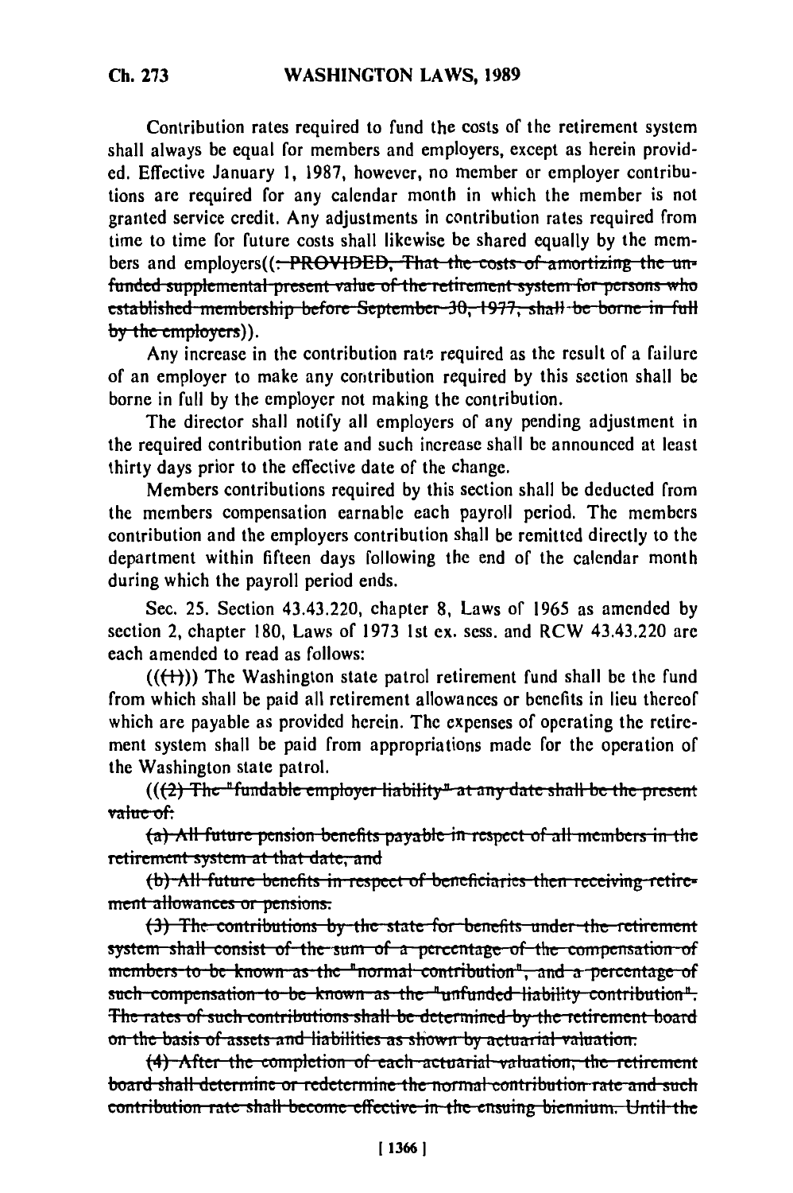Contribution rates required to fund the costs of the retirement system shall always be equal for members and employers, except as herein provided. Effective January 1, 1987, however, no member or employer contributions are required for any calendar month in which the member is not granted service credit. Any adjustments in contribution rates required from time to time for future costs shall likewise be shared equally by the members and employers((~~: PROVIDED, That the costs of amortizing the unfunded supplemental present value of the retirement system for persons who established membership before September 30, 1977, shall be borne in full by the employers~~)).

Any increase in the contribution rate required as the result of a failure of an employer to make any contribution required by this section shall be borne in full by the employer not making the contribution.

The director shall notify all employers of any pending adjustment in the required contribution rate and such increase shall be announced at least thirty days prior to the effective date of the change.

Members contributions required by this section shall be deducted from the members compensation earnable each payroll period. The members contribution and the employers contribution shall be remitted directly to the department within fifteen days following the end of the calendar month during which the payroll period ends.

Sec. 25. Section 43.43.220, chapter 8, Laws of 1965 as amended by section 2, chapter 180, Laws of 1973 1st ex. sess. and RCW 43.43.220 are each amended to read as follows:

((~~(1)~~)) The Washington state patrol retirement fund shall be the fund from which shall be paid all retirement allowances or benefits in lieu thereof which are payable as provided herein. The expenses of operating the retirement system shall be paid from appropriations made for the operation of the Washington state patrol.

((~~(2) The "fundable employer liability" at any date shall be the present value of:~~

~~(a) All future pension benefits payable in respect of all members in the retirement system at that date, and~~

~~(b) All future benefits in respect of beneficiaries then receiving retirement allowances or pensions.~~

~~(3) The contributions by the state for benefits under the retirement system shall consist of the sum of a percentage of the compensation of members to be known as the "normal contribution", and a percentage of such compensation to be known as the "unfunded liability contribution". The rates of such contributions shall be determined by the retirement board on the basis of assets and liabilities as shown by actuarial valuation.~~

~~(4) After the completion of each actuarial valuation, the retirement board shall determine or redetermine the normal contribution rate and such contribution rate shall become effective in the ensuing biennium. Until the~~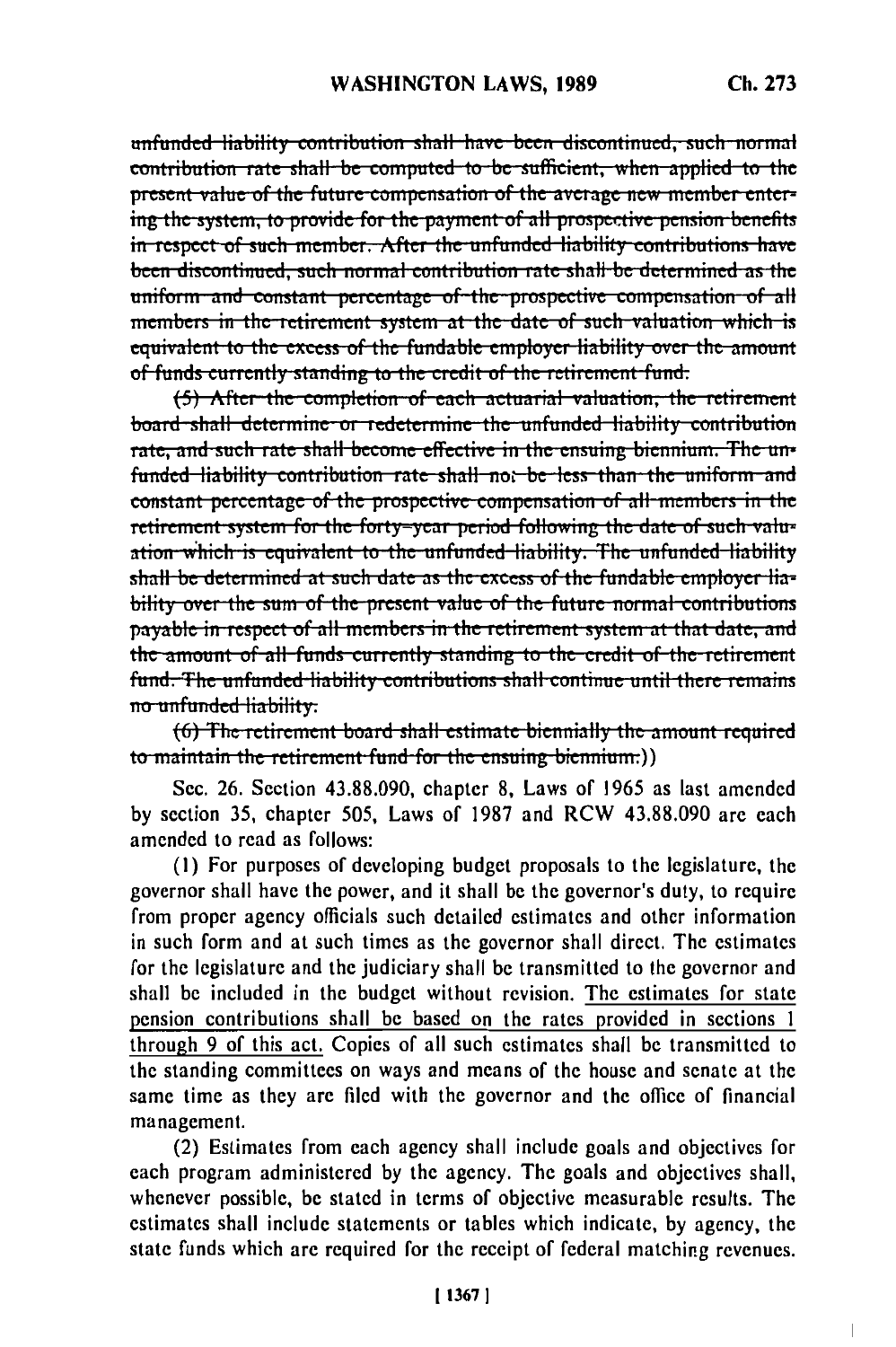~~unfunded liability contribution shall have been discontinued, such normal contribution rate shall be computed to be sufficient, when applied to the present value of the future compensation of the average new member entering the system, to provide for the payment of all prospective pension benefits in respect of such member. After the unfunded liability contributions have been discontinued, such normal contribution rate shall be determined as the uniform and constant percentage of the prospective compensation of all members in the retirement system at the date of such valuation which is equivalent to the excess of the fundable employer liability over the amount of funds currently standing to the credit of the retirement fund.~~

~~(5) After the completion of each actuarial valuation, the retirement board shall determine or redetermine the unfunded liability contribution rate, and such rate shall become effective in the ensuing biennium. The unfunded liability contribution rate shall not be less than the uniform and constant percentage of the prospective compensation of all members in the retirement system for the forty-year period following the date of such valuation which is equivalent to the unfunded liability. The unfunded liability shall be determined at such date as the excess of the fundable employer liability over the sum of the present value of the future normal contributions payable in respect of all members in the retirement system at that date, and the amount of all funds currently standing to the credit of the retirement fund. The unfunded liability contributions shall continue until there remains no unfunded liability.~~

~~(6) The retirement board shall estimate biennially the amount required to maintain the retirement fund for the ensuing biennium.~~))

Sec. 26. Section 43.88.090, chapter 8, Laws of 1965 as last amended by section 35, chapter 505, Laws of 1987 and RCW 43.88.090 are each amended to read as follows:

(1) For purposes of developing budget proposals to the legislature, the governor shall have the power, and it shall be the governor's duty, to require from proper agency officials such detailed estimates and other information in such form and at such times as the governor shall direct. The estimates for the legislature and the judiciary shall be transmitted to the governor and shall be included in the budget without revision. <u>The estimates for state pension contributions shall be based on the rates provided in sections 1 through 9 of this act.</u> Copies of all such estimates shall be transmitted to the standing committees on ways and means of the house and senate at the same time as they are filed with the governor and the office of financial management.

(2) Estimates from each agency shall include goals and objectives for each program administered by the agency. The goals and objectives shall, whenever possible, be stated in terms of objective measurable results. The estimates shall include statements or tables which indicate, by agency, the state funds which are required for the receipt of federal matching revenues.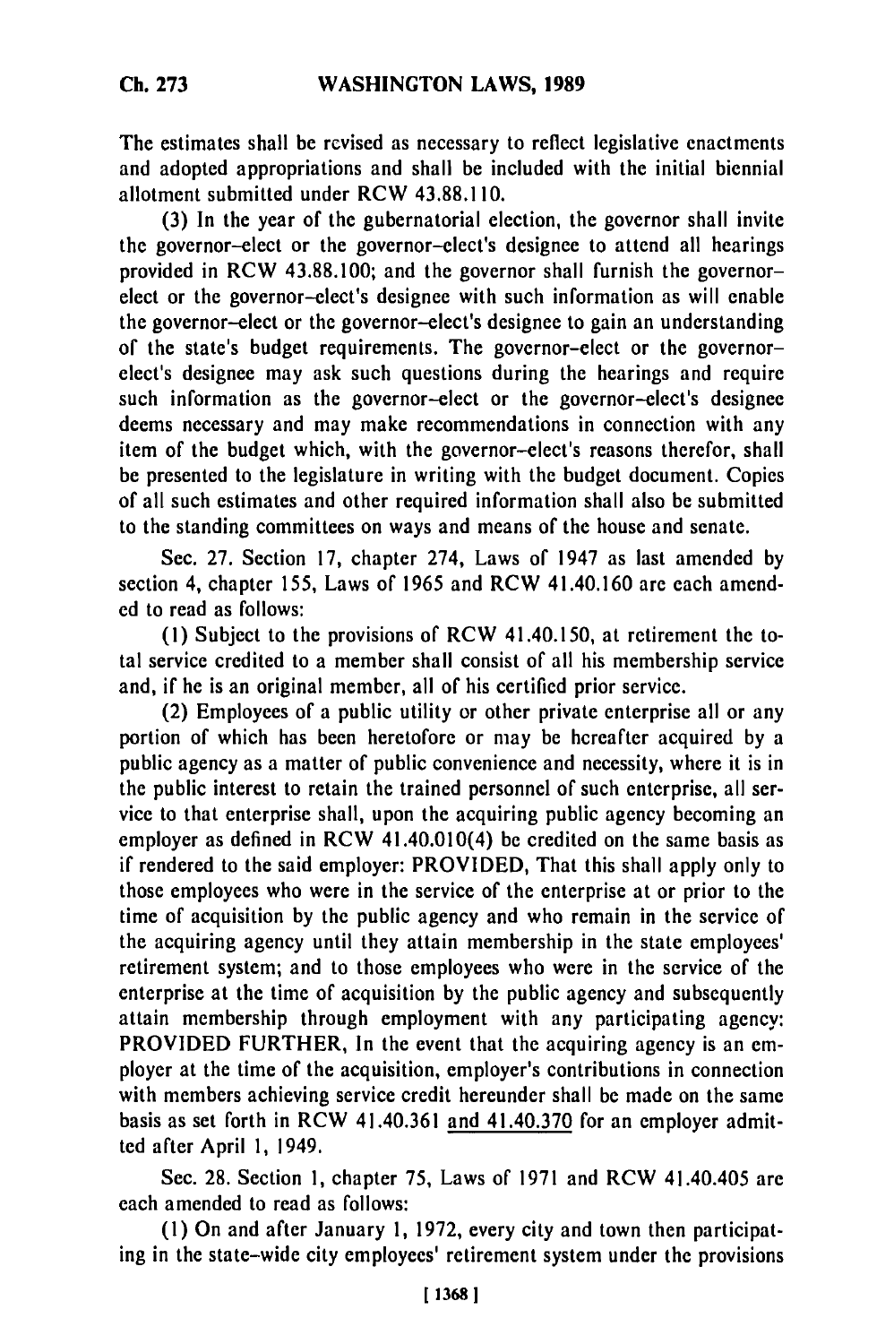The estimates shall be revised as necessary to reflect legislative enactments and adopted appropriations and shall be included with the initial biennial allotment submitted under RCW 43.88.110.

(3) In the year of the gubernatorial election, the governor shall invite the governor-elect or the governor-elect's designee to attend all hearings provided in RCW 43.88.100; and the governor shall furnish the governor-elect or the governor-elect's designee with such information as will enable the governor-elect or the governor-elect's designee to gain an understanding of the state's budget requirements. The governor-elect or the governor-elect's designee may ask such questions during the hearings and require such information as the governor-elect or the governor-elect's designee deems necessary and may make recommendations in connection with any item of the budget which, with the governor-elect's reasons therefor, shall be presented to the legislature in writing with the budget document. Copies of all such estimates and other required information shall also be submitted to the standing committees on ways and means of the house and senate.

Sec. 27. Section 17, chapter 274, Laws of 1947 as last amended by section 4, chapter 155, Laws of 1965 and RCW 41.40.160 are each amended to read as follows:

(1) Subject to the provisions of RCW 41.40.150, at retirement the total service credited to a member shall consist of all his membership service and, if he is an original member, all of his certified prior service.

(2) Employees of a public utility or other private enterprise all or any portion of which has been heretofore or may be hereafter acquired by a public agency as a matter of public convenience and necessity, where it is in the public interest to retain the trained personnel of such enterprise, all service to that enterprise shall, upon the acquiring public agency becoming an employer as defined in RCW 41.40.010(4) be credited on the same basis as if rendered to the said employer: PROVIDED, That this shall apply only to those employees who were in the service of the enterprise at or prior to the time of acquisition by the public agency and who remain in the service of the acquiring agency until they attain membership in the state employees' retirement system; and to those employees who were in the service of the enterprise at the time of acquisition by the public agency and subsequently attain membership through employment with any participating agency: PROVIDED FURTHER, In the event that the acquiring agency is an employer at the time of the acquisition, employer's contributions in connection with members achieving service credit hereunder shall be made on the same basis as set forth in RCW 41.40.361 <u>and 41.40.370</u> for an employer admitted after April 1, 1949.

Sec. 28. Section 1, chapter 75, Laws of 1971 and RCW 41.40.405 are each amended to read as follows:

(1) On and after January 1, 1972, every city and town then participating in the state-wide city employees' retirement system under the provisions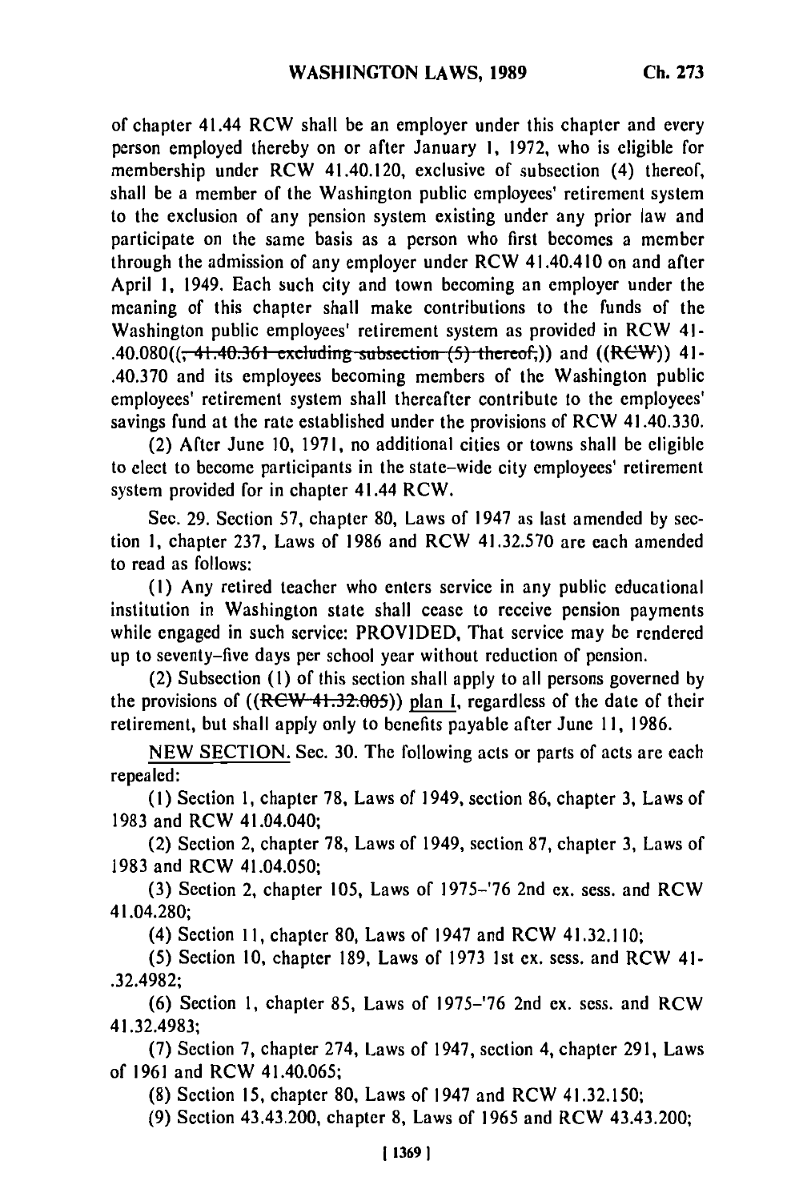of chapter 41.44 RCW shall be an employer under this chapter and every person employed thereby on or after January 1, 1972, who is eligible for membership under RCW 41.40.120, exclusive of subsection (4) thereof, shall be a member of the Washington public employees' retirement system to the exclusion of any pension system existing under any prior law and participate on the same basis as a person who first becomes a member through the admission of any employer under RCW 41.40.410 on and after April 1, 1949. Each such city and town becoming an employer under the meaning of this chapter shall make contributions to the funds of the Washington public employees' retirement system as provided in RCW 41-.40.080((~~, 41.40.361 excluding subsection (5) thereof,~~)) and ((~~RCW~~)) 41-.40.370 and its employees becoming members of the Washington public employees' retirement system shall thereafter contribute to the employees' savings fund at the rate established under the provisions of RCW 41.40.330.

(2) After June 10, 1971, no additional cities or towns shall be eligible to elect to become participants in the state-wide city employees' retirement system provided for in chapter 41.44 RCW.

Sec. 29. Section 57, chapter 80, Laws of 1947 as last amended by section 1, chapter 237, Laws of 1986 and RCW 41.32.570 are each amended to read as follows:

(1) Any retired teacher who enters service in any public educational institution in Washington state shall cease to receive pension payments while engaged in such service: PROVIDED, That service may be rendered up to seventy-five days per school year without reduction of pension.

(2) Subsection (1) of this section shall apply to all persons governed by the provisions of ((~~RCW 41.32.005~~)) <u>plan I</u>, regardless of the date of their retirement, but shall apply only to benefits payable after June 11, 1986.

<u>NEW SECTION.</u> Sec. 30. The following acts or parts of acts are each repealed:

(1) Section 1, chapter 78, Laws of 1949, section 86, chapter 3, Laws of 1983 and RCW 41.04.040;

(2) Section 2, chapter 78, Laws of 1949, section 87, chapter 3, Laws of 1983 and RCW 41.04.050;

(3) Section 2, chapter 105, Laws of 1975-'76 2nd ex. sess. and RCW 41.04.280;

(4) Section 11, chapter 80, Laws of 1947 and RCW 41.32.110;

(5) Section 10, chapter 189, Laws of 1973 1st ex. sess. and RCW 41-.32.4982;

(6) Section 1, chapter 85, Laws of 1975-'76 2nd ex. sess. and RCW 41.32.4983;

(7) Section 7, chapter 274, Laws of 1947, section 4, chapter 291, Laws of 1961 and RCW 41.40.065;

(8) Section 15, chapter 80, Laws of 1947 and RCW 41.32.150;

(9) Section 43.43.200, chapter 8, Laws of 1965 and RCW 43.43.200;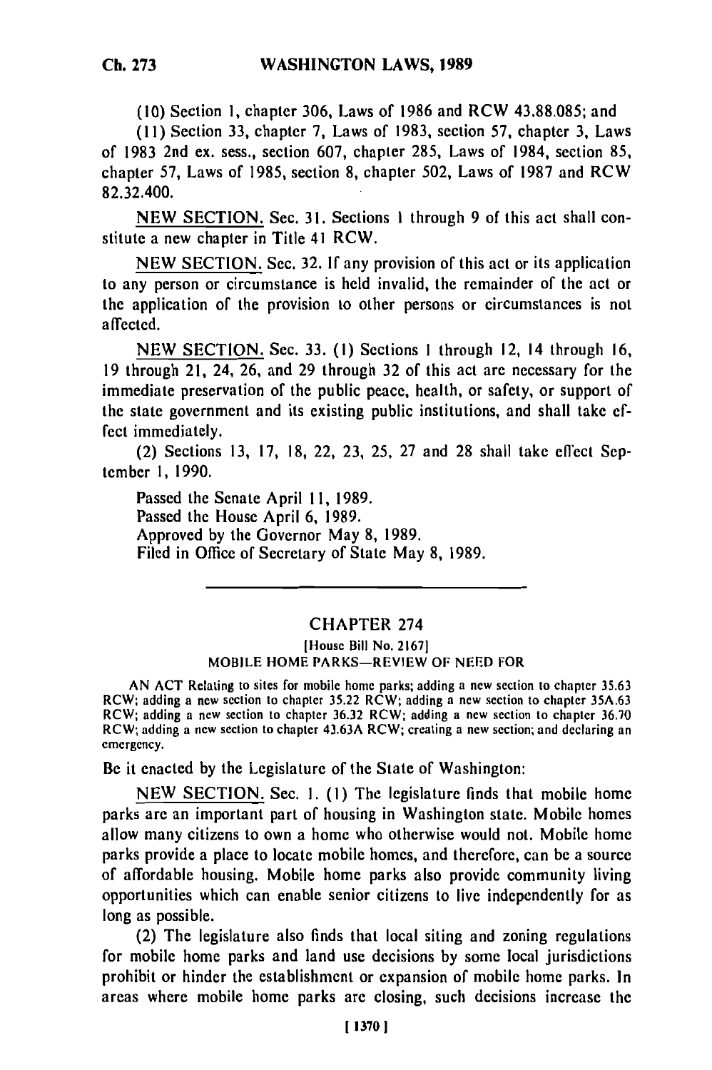(10) Section 1, chapter 306, Laws of 1986 and RCW 43.88.085; and

(11) Section 33, chapter 7, Laws of 1983, section 57, chapter 3, Laws of 1983 2nd ex. sess., section 607, chapter 285, Laws of 1984, section 85, chapter 57, Laws of 1985, section 8, chapter 502, Laws of 1987 and RCW 82.32.400.

NEW SECTION. Sec. 31. Sections 1 through 9 of this act shall constitute a new chapter in Title 41 RCW.

NEW SECTION. Sec. 32. If any provision of this act or its application to any person or circumstance is held invalid, the remainder of the act or the application of the provision to other persons or circumstances is not affected.

NEW SECTION. Sec. 33. (1) Sections 1 through 12, 14 through 16, 19 through 21, 24, 26, and 29 through 32 of this act are necessary for the immediate preservation of the public peace, health, or safety, or support of the state government and its existing public institutions, and shall take effect immediately.

(2) Sections 13, 17, 18, 22, 23, 25, 27 and 28 shall take effect September 1, 1990.

Passed the Senate April 11, 1989.
Passed the House April 6, 1989.
Approved by the Governor May 8, 1989.
Filed in Office of Secretary of State May 8, 1989.

---

## CHAPTER 274

[House Bill No. 2167]
MOBILE HOME PARKS—REVIEW OF NEED FOR

AN ACT Relating to sites for mobile home parks; adding a new section to chapter 35.63 RCW; adding a new section to chapter 35.22 RCW; adding a new section to chapter 35A.63 RCW; adding a new section to chapter 36.32 RCW; adding a new section to chapter 36.70 RCW; adding a new section to chapter 43.63A RCW; creating a new section; and declaring an emergency.

Be it enacted by the Legislature of the State of Washington:

NEW SECTION. Sec. 1. (1) The legislature finds that mobile home parks are an important part of housing in Washington state. Mobile homes allow many citizens to own a home who otherwise would not. Mobile home parks provide a place to locate mobile homes, and therefore, can be a source of affordable housing. Mobile home parks also provide community living opportunities which can enable senior citizens to live independently for as long as possible.

(2) The legislature also finds that local siting and zoning regulations for mobile home parks and land use decisions by some local jurisdictions prohibit or hinder the establishment or expansion of mobile home parks. In areas where mobile home parks are closing, such decisions increase the